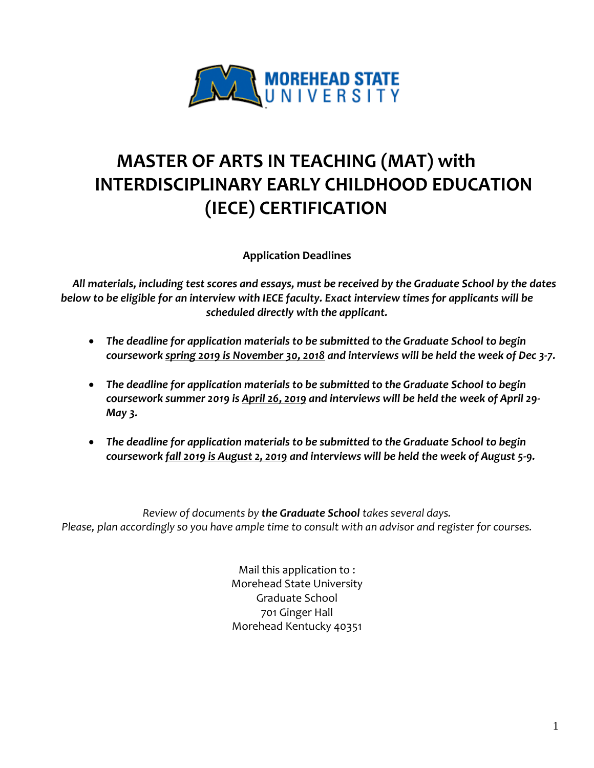MOREHEAD STATE UNIVERSITY

# MASTER OF ARTS IN TEACHING (MAT) with INTERDISCIPLINARY EARLY CHILDHOOD EDUCATION (IECE) CERTIFICATION

**Application Deadlines**

***All materials, including test scores and essays, must be received by the Graduate School by the dates below to be eligible for an interview with IECE faculty. Exact interview times for applicants will be scheduled directly with the applicant.***

- ***The deadline for application materials to be submitted to the Graduate School to begin coursework spring 2019 is November 30, 2018 and interviews will be held the week of Dec 3-7.***
- ***The deadline for application materials to be submitted to the Graduate School to begin coursework summer 2019 is April 26, 2019 and interviews will be held the week of April 29-May 3.***
- ***The deadline for application materials to be submitted to the Graduate School to begin coursework fall 2019 is August 2, 2019 and interviews will be held the week of August 5-9.***

*Review of documents by **the Graduate School** takes several days.*
*Please, plan accordingly so you have ample time to consult with an advisor and register for courses.*

Mail this application to :
Morehead State University
Graduate School
701 Ginger Hall
Morehead Kentucky 40351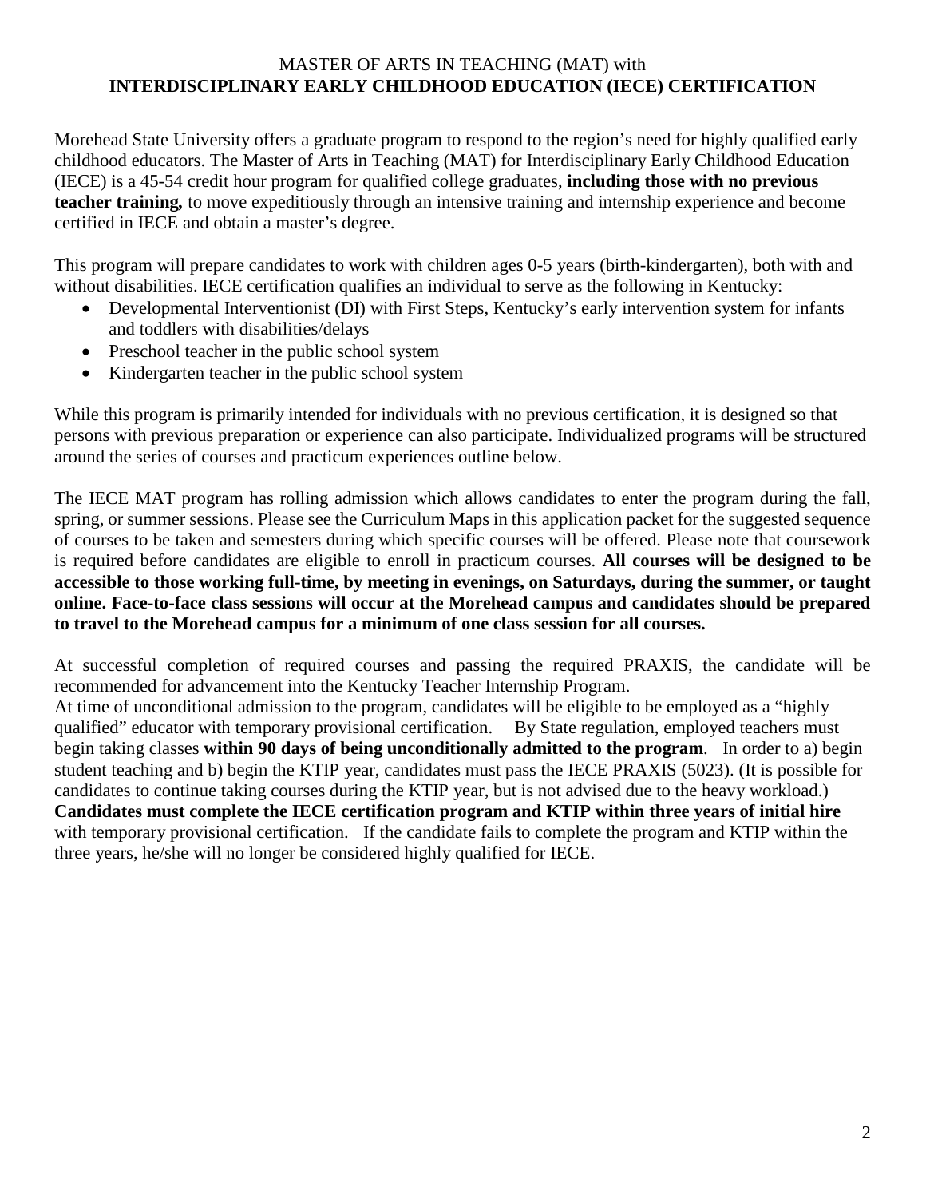# MASTER OF ARTS IN TEACHING (MAT) with
# **INTERDISCIPLINARY EARLY CHILDHOOD EDUCATION (IECE) CERTIFICATION**

Morehead State University offers a graduate program to respond to the region's need for highly qualified early childhood educators. The Master of Arts in Teaching (MAT) for Interdisciplinary Early Childhood Education (IECE) is a 45-54 credit hour program for qualified college graduates, **including those with no previous teacher training,** to move expeditiously through an intensive training and internship experience and become certified in IECE and obtain a master's degree.

This program will prepare candidates to work with children ages 0-5 years (birth-kindergarten), both with and without disabilities. IECE certification qualifies an individual to serve as the following in Kentucky:

- Developmental Interventionist (DI) with First Steps, Kentucky's early intervention system for infants and toddlers with disabilities/delays
- Preschool teacher in the public school system
- Kindergarten teacher in the public school system

While this program is primarily intended for individuals with no previous certification, it is designed so that persons with previous preparation or experience can also participate. Individualized programs will be structured around the series of courses and practicum experiences outline below.

The IECE MAT program has rolling admission which allows candidates to enter the program during the fall, spring, or summer sessions. Please see the Curriculum Maps in this application packet for the suggested sequence of courses to be taken and semesters during which specific courses will be offered. Please note that coursework is required before candidates are eligible to enroll in practicum courses. **All courses will be designed to be accessible to those working full-time, by meeting in evenings, on Saturdays, during the summer, or taught online. Face-to-face class sessions will occur at the Morehead campus and candidates should be prepared to travel to the Morehead campus for a minimum of one class session for all courses.**

At successful completion of required courses and passing the required PRAXIS, the candidate will be recommended for advancement into the Kentucky Teacher Internship Program.

At time of unconditional admission to the program, candidates will be eligible to be employed as a "highly qualified" educator with temporary provisional certification. By State regulation, employed teachers must begin taking classes **within 90 days of being unconditionally admitted to the program**. In order to a) begin student teaching and b) begin the KTIP year, candidates must pass the IECE PRAXIS (5023). (It is possible for candidates to continue taking courses during the KTIP year, but is not advised due to the heavy workload.) **Candidates must complete the IECE certification program and KTIP within three years of initial hire** with temporary provisional certification. If the candidate fails to complete the program and KTIP within the three years, he/she will no longer be considered highly qualified for IECE.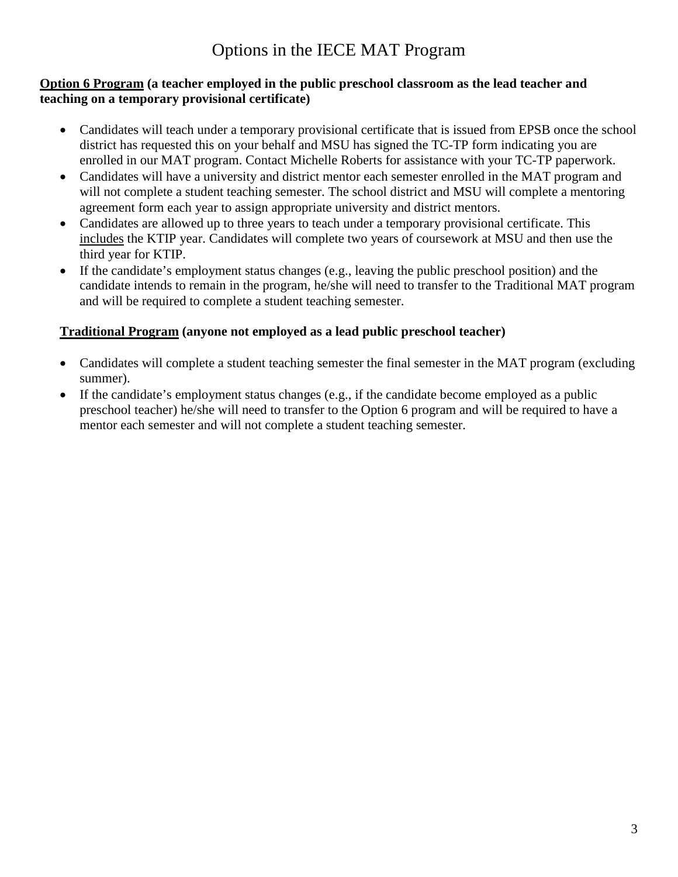# Options in the IECE MAT Program

**<u>Option 6 Program</u> (a teacher employed in the public preschool classroom as the lead teacher and teaching on a temporary provisional certificate)**

- Candidates will teach under a temporary provisional certificate that is issued from EPSB once the school district has requested this on your behalf and MSU has signed the TC-TP form indicating you are enrolled in our MAT program. Contact Michelle Roberts for assistance with your TC-TP paperwork.
- Candidates will have a university and district mentor each semester enrolled in the MAT program and will not complete a student teaching semester. The school district and MSU will complete a mentoring agreement form each year to assign appropriate university and district mentors.
- Candidates are allowed up to three years to teach under a temporary provisional certificate. This <u>includes</u> the KTIP year. Candidates will complete two years of coursework at MSU and then use the third year for KTIP.
- If the candidate's employment status changes (e.g., leaving the public preschool position) and the candidate intends to remain in the program, he/she will need to transfer to the Traditional MAT program and will be required to complete a student teaching semester.

**<u>Traditional Program</u> (anyone not employed as a lead public preschool teacher)**

- Candidates will complete a student teaching semester the final semester in the MAT program (excluding summer).
- If the candidate's employment status changes (e.g., if the candidate become employed as a public preschool teacher) he/she will need to transfer to the Option 6 program and will be required to have a mentor each semester and will not complete a student teaching semester.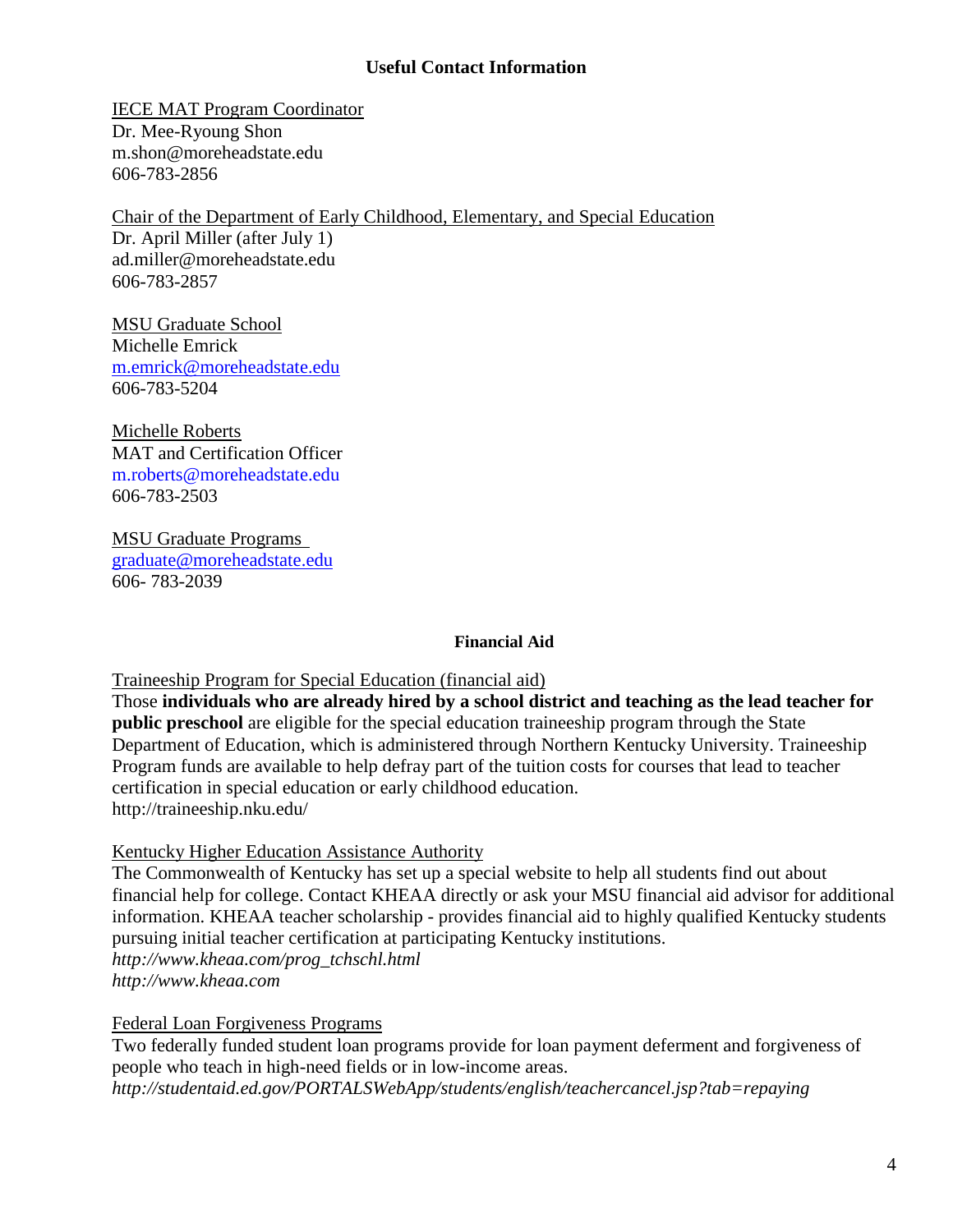## Useful Contact Information

IECE MAT Program Coordinator
Dr. Mee-Ryoung Shon
m.shon@moreheadstate.edu
606-783-2856

Chair of the Department of Early Childhood, Elementary, and Special Education
Dr. April Miller (after July 1)
ad.miller@moreheadstate.edu
606-783-2857

MSU Graduate School
Michelle Emrick
m.emrick@moreheadstate.edu
606-783-5204

Michelle Roberts
MAT and Certification Officer
m.roberts@moreheadstate.edu
606-783-2503

MSU Graduate Programs
graduate@moreheadstate.edu
606- 783-2039

### Financial Aid

Traineeship Program for Special Education (financial aid)
Those **individuals who are already hired by a school district and teaching as the lead teacher for public preschool** are eligible for the special education traineeship program through the State Department of Education, which is administered through Northern Kentucky University. Traineeship Program funds are available to help defray part of the tuition costs for courses that lead to teacher certification in special education or early childhood education.
http://traineeship.nku.edu/

Kentucky Higher Education Assistance Authority
The Commonwealth of Kentucky has set up a special website to help all students find out about financial help for college. Contact KHEAA directly or ask your MSU financial aid advisor for additional information. KHEAA teacher scholarship - provides financial aid to highly qualified Kentucky students pursuing initial teacher certification at participating Kentucky institutions.
*http://www.kheaa.com/prog_tchschl.html*
*http://www.kheaa.com*

Federal Loan Forgiveness Programs
Two federally funded student loan programs provide for loan payment deferment and forgiveness of people who teach in high-need fields or in low-income areas.
*http://studentaid.ed.gov/PORTALSWebApp/students/english/teachercancel.jsp?tab=repaying*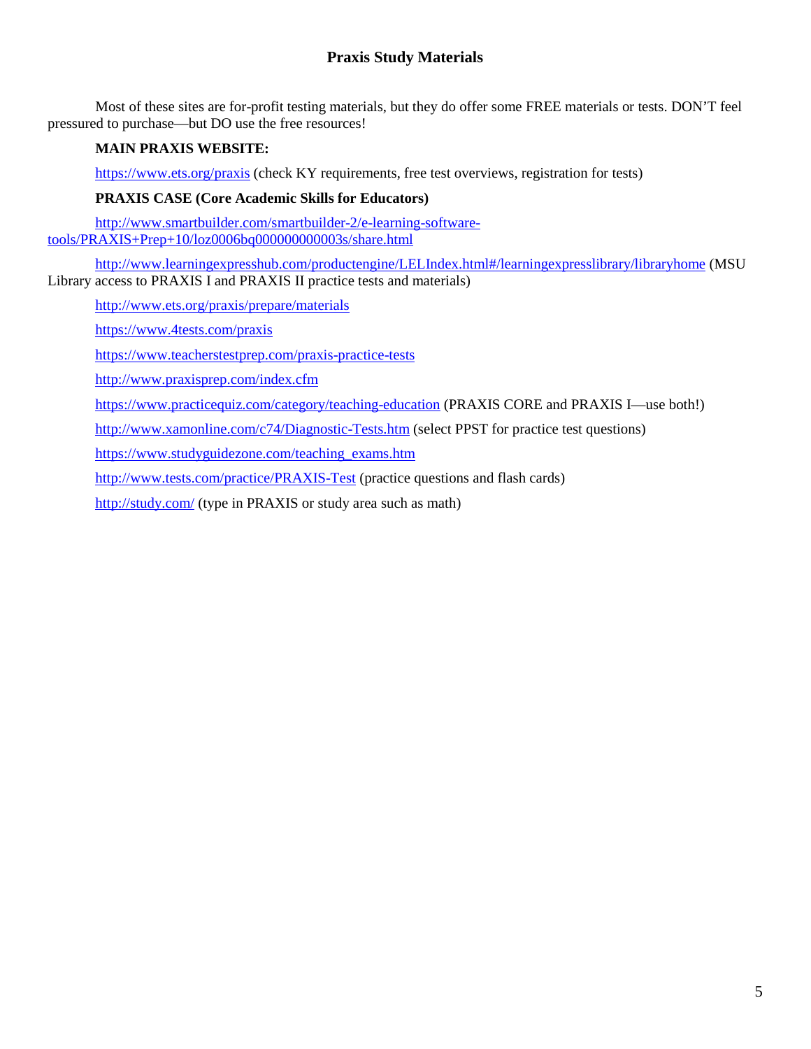# Praxis Study Materials

Most of these sites are for-profit testing materials, but they do offer some FREE materials or tests. DON'T feel pressured to purchase—but DO use the free resources!

**MAIN PRAXIS WEBSITE:**

https://www.ets.org/praxis (check KY requirements, free test overviews, registration for tests)

**PRAXIS CASE (Core Academic Skills for Educators)**

http://www.smartbuilder.com/smartbuilder-2/e-learning-software-tools/PRAXIS+Prep+10/loz0006bq000000000003s/share.html

http://www.learningexpresshub.com/productengine/LELIndex.html#/learningexpresslibrary/libraryhome (MSU Library access to PRAXIS I and PRAXIS II practice tests and materials)

http://www.ets.org/praxis/prepare/materials

https://www.4tests.com/praxis

https://www.teacherstestprep.com/praxis-practice-tests

http://www.praxisprep.com/index.cfm

https://www.practicequiz.com/category/teaching-education (PRAXIS CORE and PRAXIS I—use both!)

http://www.xamonline.com/c74/Diagnostic-Tests.htm (select PPST for practice test questions)

https://www.studyguidezone.com/teaching_exams.htm

http://www.tests.com/practice/PRAXIS-Test (practice questions and flash cards)

http://study.com/ (type in PRAXIS or study area such as math)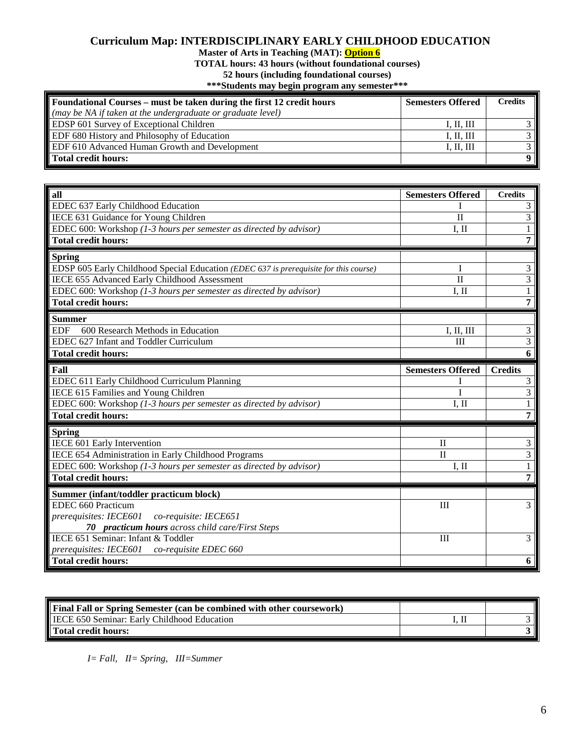# Curriculum Map: INTERDISCIPLINARY EARLY CHILDHOOD EDUCATION

**Master of Arts in Teaching (MAT): Option 6**

**TOTAL hours: 43 hours (without foundational courses)**

**52 hours (including foundational courses)**

**\*\*\*Students may begin program any semester\*\*\***

| **Foundational Courses – must be taken during the first 12 credit hours** *(may be NA if taken at the undergraduate or graduate level)* | **Semesters Offered** | **Credits** |
|---|---|---|
| EDSP 601 Survey of Exceptional Children | I, II, III | 3 |
| EDF 680 History and Philosophy of Education | I, II, III | 3 |
| EDF 610 Advanced Human Growth and Development | I, II, III | 3 |
| **Total credit hours:** | | **9** |

| **all** | **Semesters Offered** | **Credits** |
|---|---|---|
| EDEC 637 Early Childhood Education | I | 3 |
| IECE 631 Guidance for Young Children | II | 3 |
| EDEC 600: Workshop *(1-3 hours per semester as directed by advisor)* | I, II | 1 |
| **Total credit hours:** | | **7** |
| **Spring** | | |
| EDSP 605 Early Childhood Special Education *(EDEC 637 is prerequisite for this course)* | I | 3 |
| IECE 655 Advanced Early Childhood Assessment | II | 3 |
| EDEC 600: Workshop *(1-3 hours per semester as directed by advisor)* | I, II | 1 |
| **Total credit hours:** | | **7** |
| **Summer** | | |
| EDF 600 Research Methods in Education | I, II, III | 3 |
| EDEC 627 Infant and Toddler Curriculum | III | 3 |
| **Total credit hours:** | | **6** |
| **Fall** | **Semesters Offered** | **Credits** |
| EDEC 611 Early Childhood Curriculum Planning | I | 3 |
| IECE 615 Families and Young Children | I | 3 |
| EDEC 600: Workshop *(1-3 hours per semester as directed by advisor)* | I, II | 1 |
| **Total credit hours:** | | **7** |
| **Spring** | | |
| IECE 601 Early Intervention | II | 3 |
| IECE 654 Administration in Early Childhood Programs | II | 3 |
| EDEC 600: Workshop *(1-3 hours per semester as directed by advisor)* | I, II | 1 |
| **Total credit hours:** | | **7** |
| **Summer (infant/toddler practicum block)** | | |
| EDEC 660 Practicum<br>*prerequisites: IECE601 co-requisite: IECE651*<br>***70 practicum hours** across child care/First Steps* | III | 3 |
| IECE 651 Seminar: Infant & Toddler<br>*prerequisites: IECE601 co-requisite EDEC 660* | III | 3 |
| **Total credit hours:** | | **6** |

| **Final Fall or Spring Semester (can be combined with other coursework)** | | |
|---|---|---|
| IECE 650 Seminar: Early Childhood Education | I, II | 3 |
| **Total credit hours:** | | **3** |

*I= Fall, II= Spring, III=Summer*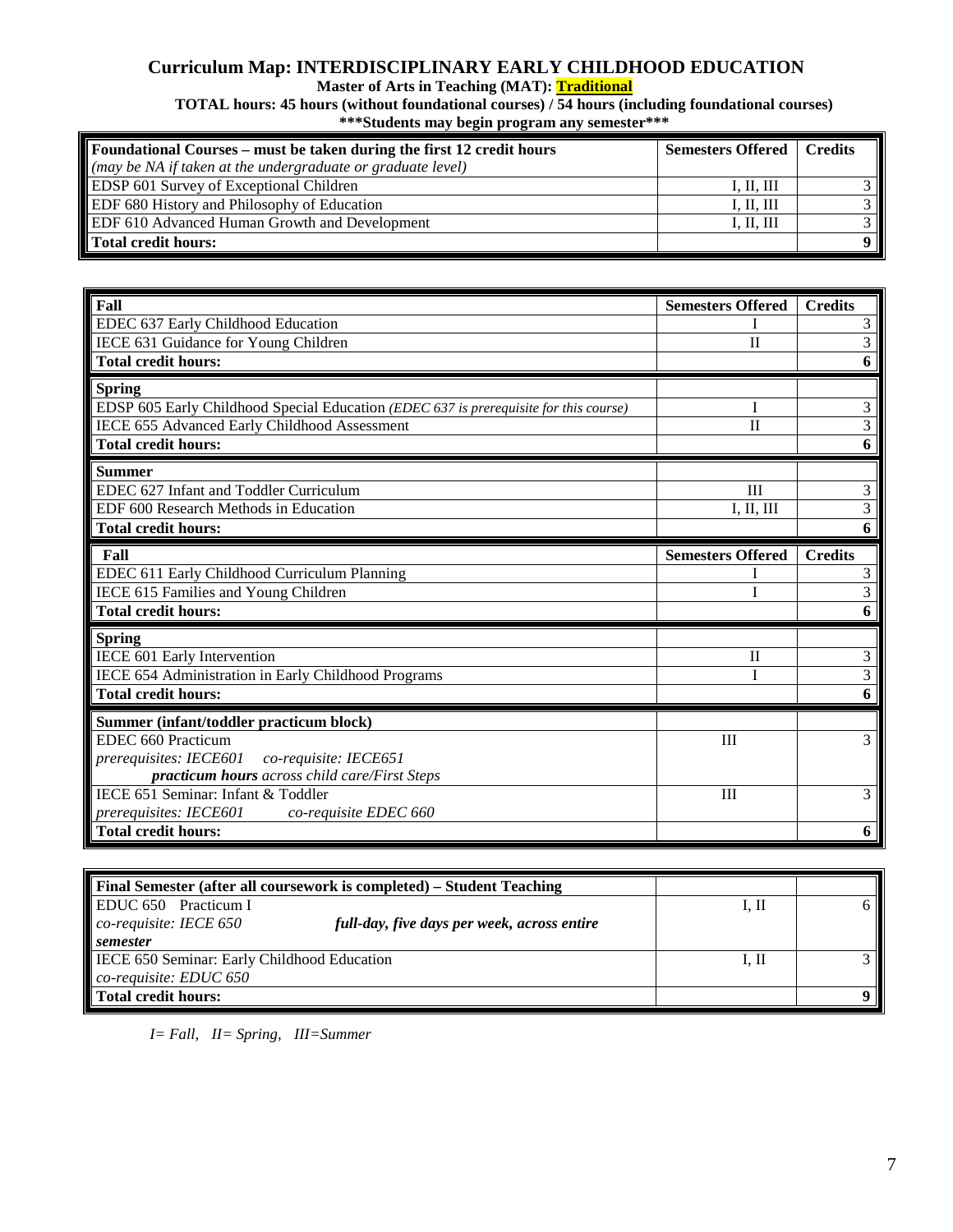# Curriculum Map: INTERDISCIPLINARY EARLY CHILDHOOD EDUCATION

**Master of Arts in Teaching (MAT): Traditional**

**TOTAL hours: 45 hours (without foundational courses) / 54 hours (including foundational courses)**

**\*\*\*Students may begin program any semester\*\*\***

| **Foundational Courses – must be taken during the first 12 credit hours** *(may be NA if taken at the undergraduate or graduate level)* | **Semesters Offered** | **Credits** |
|---|---|---|
| EDSP 601 Survey of Exceptional Children | I, II, III | 3 |
| EDF 680 History and Philosophy of Education | I, II, III | 3 |
| EDF 610 Advanced Human Growth and Development | I, II, III | 3 |
| **Total credit hours:** | | **9** |

| **Fall** | **Semesters Offered** | **Credits** |
|---|---|---|
| EDEC 637 Early Childhood Education | I | 3 |
| IECE 631 Guidance for Young Children | II | 3 |
| **Total credit hours:** | | **6** |
| **Spring** | | |
| EDSP 605 Early Childhood Special Education *(EDEC 637 is prerequisite for this course)* | I | 3 |
| IECE 655 Advanced Early Childhood Assessment | II | 3 |
| **Total credit hours:** | | **6** |
| **Summer** | | |
| EDEC 627 Infant and Toddler Curriculum | III | 3 |
| EDF 600 Research Methods in Education | I, II, III | 3 |
| **Total credit hours:** | | **6** |
| **Fall** | **Semesters Offered** | **Credits** |
| EDEC 611 Early Childhood Curriculum Planning | I | 3 |
| IECE 615 Families and Young Children | I | 3 |
| **Total credit hours:** | | **6** |
| **Spring** | | |
| IECE 601 Early Intervention | II | 3 |
| IECE 654 Administration in Early Childhood Programs | I | 3 |
| **Total credit hours:** | | **6** |
| **Summer (infant/toddler practicum block)** | | |
| EDEC 660 Practicum *prerequisites: IECE601 co-requisite: IECE651* ***practicum hours** across child care/First Steps* | III | 3 |
| IECE 651 Seminar: Infant & Toddler *prerequisites: IECE601 co-requisite EDEC 660* | III | 3 |
| **Total credit hours:** | | **6** |

| **Final Semester (after all coursework is completed) – Student Teaching** | | |
|---|---|---|
| EDUC 650 Practicum I *co-requisite: IECE 650* ***full-day, five days per week, across entire semester*** | I, II | 6 |
| IECE 650 Seminar: Early Childhood Education *co-requisite: EDUC 650* | I, II | 3 |
| **Total credit hours:** | | **9** |

*I= Fall, II= Spring, III=Summer*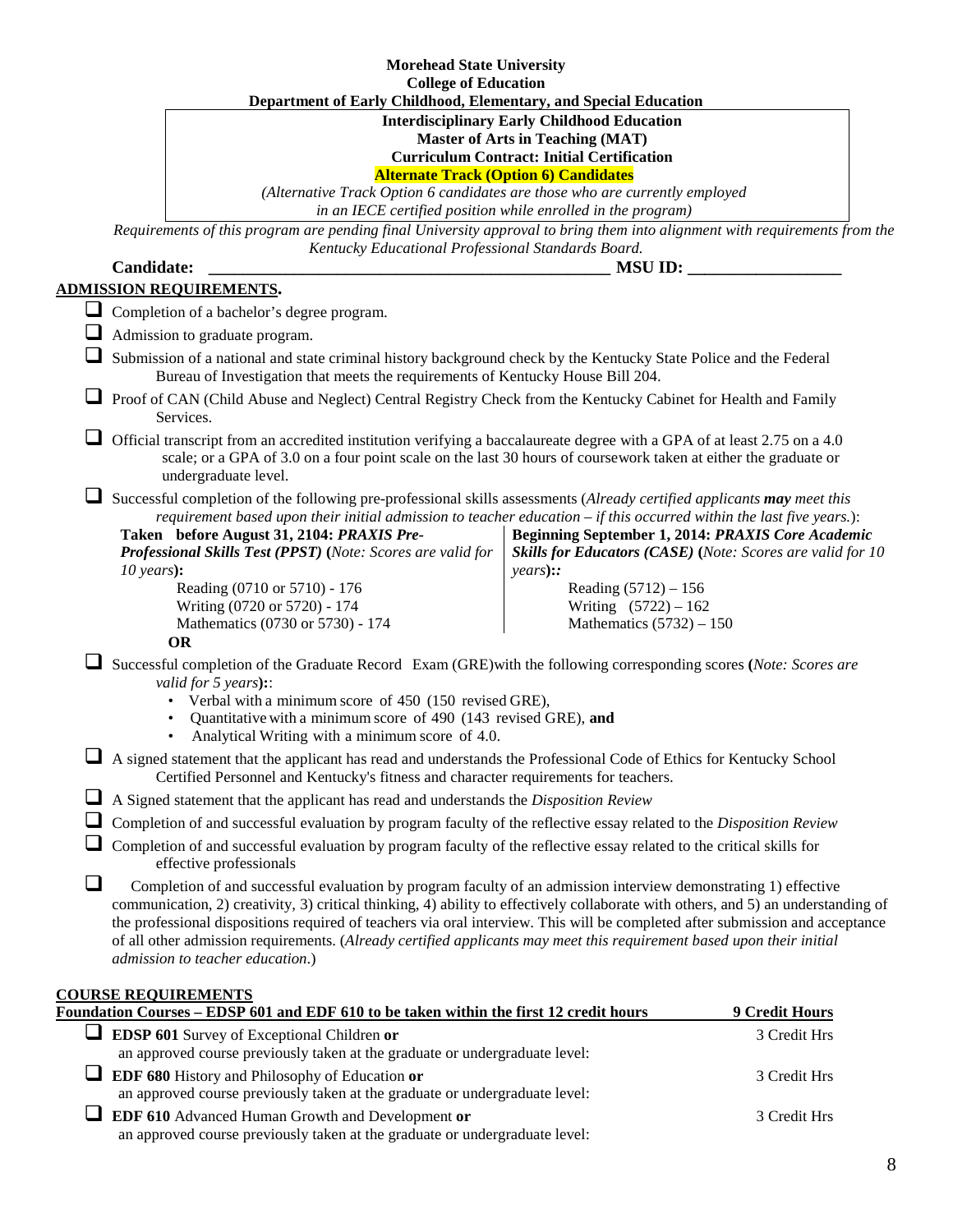**Morehead State University**
**College of Education**
**Department of Early Childhood, Elementary, and Special Education**

**Interdisciplinary Early Childhood Education**
**Master of Arts in Teaching (MAT)**
**Curriculum Contract: Initial Certification**
**Alternate Track (Option 6) Candidates**
*(Alternative Track Option 6 candidates are those who are currently employed in an IECE certified position while enrolled in the program)*

*Requirements of this program are pending final University approval to bring them into alignment with requirements from the Kentucky Educational Professional Standards Board.*

**Candidate: _______________________________________________ MSU ID: __________________**

## ADMISSION REQUIREMENTS.

- ☐ Completion of a bachelor's degree program.
- ☐ Admission to graduate program.
- ☐ Submission of a national and state criminal history background check by the Kentucky State Police and the Federal Bureau of Investigation that meets the requirements of Kentucky House Bill 204.
- ☐ Proof of CAN (Child Abuse and Neglect) Central Registry Check from the Kentucky Cabinet for Health and Family Services.
- ☐ Official transcript from an accredited institution verifying a baccalaureate degree with a GPA of at least 2.75 on a 4.0 scale; or a GPA of 3.0 on a four point scale on the last 30 hours of coursework taken at either the graduate or undergraduate level.
- ☐ Successful completion of the following pre-professional skills assessments (*Already certified applicants **may** meet this requirement based upon their initial admission to teacher education – if this occurred within the last five years.*):

| **Taken before August 31, 2104: *PRAXIS Pre-Professional Skills Test (PPST)*** (*Note: Scores are valid for 10 years*)**:** | **Beginning September 1, 2014: *PRAXIS Core Academic Skills for Educators (CASE)*** (*Note: Scores are valid for 10 years*)**::** |
|---|---|
| Reading (0710 or 5710) - 176 | Reading (5712) – 156 |
| Writing (0720 or 5720) - 174 | Writing (5722) – 162 |
| Mathematics (0730 or 5730) - 174 | Mathematics (5732) – 150 |

**OR**

- ☐ Successful completion of the Graduate Record Exam (GRE)with the following corresponding scores **(***Note: Scores are valid for 5 years***)**::
  - Verbal with a minimum score of 450 (150 revised GRE),
  - Quantitative with a minimum score of 490 (143 revised GRE), **and**
  - Analytical Writing with a minimum score of 4.0.
- ☐ A signed statement that the applicant has read and understands the Professional Code of Ethics for Kentucky School Certified Personnel and Kentucky's fitness and character requirements for teachers.
- ☐ A Signed statement that the applicant has read and understands the *Disposition Review*
- ☐ Completion of and successful evaluation by program faculty of the reflective essay related to the *Disposition Review*
- ☐ Completion of and successful evaluation by program faculty of the reflective essay related to the critical skills for effective professionals
- ☐ Completion of and successful evaluation by program faculty of an admission interview demonstrating 1) effective communication, 2) creativity, 3) critical thinking, 4) ability to effectively collaborate with others, and 5) an understanding of the professional dispositions required of teachers via oral interview. This will be completed after submission and acceptance of all other admission requirements. (*Already certified applicants may meet this requirement based upon their initial admission to teacher education*.)

## COURSE REQUIREMENTS

| Foundation Courses – EDSP 601 and EDF 610 to be taken within the first 12 credit hours | 9 Credit Hours |
|---|---|
| ☐ **EDSP 601** Survey of Exceptional Children **or** an approved course previously taken at the graduate or undergraduate level: | 3 Credit Hrs |
| ☐ **EDF 680** History and Philosophy of Education **or** an approved course previously taken at the graduate or undergraduate level: | 3 Credit Hrs |
| ☐ **EDF 610** Advanced Human Growth and Development **or** an approved course previously taken at the graduate or undergraduate level: | 3 Credit Hrs |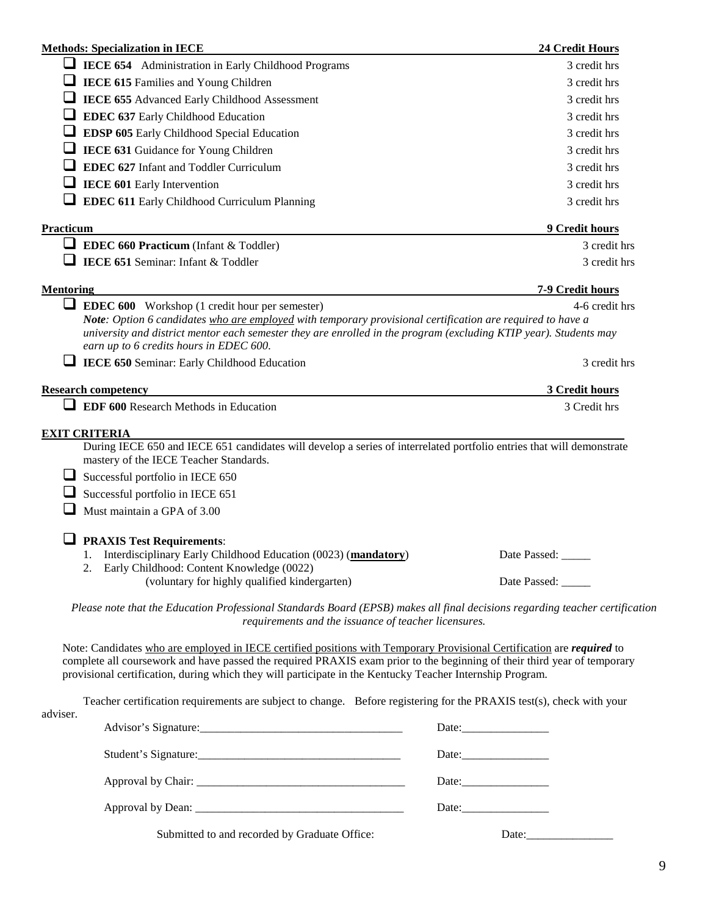**Methods: Specialization in IECE** — **24 Credit Hours**

- ☐ **IECE 654** Administration in Early Childhood Programs — 3 credit hrs
- ☐ **IECE 615** Families and Young Children — 3 credit hrs
- ☐ **IECE 655** Advanced Early Childhood Assessment — 3 credit hrs
- ☐ **EDEC 637** Early Childhood Education — 3 credit hrs
- ☐ **EDSP 605** Early Childhood Special Education — 3 credit hrs
- ☐ **IECE 631** Guidance for Young Children — 3 credit hrs
- ☐ **EDEC 627** Infant and Toddler Curriculum — 3 credit hrs
- ☐ **IECE 601** Early Intervention — 3 credit hrs
- ☐ **EDEC 611** Early Childhood Curriculum Planning — 3 credit hrs

**Practicum** — **9 Credit hours**

- ☐ **EDEC 660 Practicum** (Infant & Toddler) — 3 credit hrs
- ☐ **IECE 651** Seminar: Infant & Toddler — 3 credit hrs

**Mentoring** — **7-9 Credit hours**

- ☐ **EDEC 600** Workshop (1 credit hour per semester) — 4-6 credit hrs

  ***Note***: *Option 6 candidates who are employed with temporary provisional certification are required to have a university and district mentor each semester they are enrolled in the program (excluding KTIP year). Students may earn up to 6 credits hours in EDEC 600.*

- ☐ **IECE 650** Seminar: Early Childhood Education — 3 credit hrs

**Research competency** — **3 Credit hours**

- ☐ **EDF 600** Research Methods in Education — 3 Credit hrs

**EXIT CRITERIA**

During IECE 650 and IECE 651 candidates will develop a series of interrelated portfolio entries that will demonstrate mastery of the IECE Teacher Standards.

- ☐ Successful portfolio in IECE 650
- ☐ Successful portfolio in IECE 651
- ☐ Must maintain a GPA of 3.00

- ☐ **PRAXIS Test Requirements**:
  1. Interdisciplinary Early Childhood Education (0023) (**mandatory**) — Date Passed: _____
  2. Early Childhood: Content Knowledge (0022) (voluntary for highly qualified kindergarten) — Date Passed: _____

*Please note that the Education Professional Standards Board (EPSB) makes all final decisions regarding teacher certification requirements and the issuance of teacher licensures.*

Note: Candidates who are employed in IECE certified positions with Temporary Provisional Certification are ***required*** to complete all coursework and have passed the required PRAXIS exam prior to the beginning of their third year of temporary provisional certification, during which they will participate in the Kentucky Teacher Internship Program.

Teacher certification requirements are subject to change. Before registering for the PRAXIS test(s), check with your adviser.

Advisor's Signature:___________________________________ Date:_______________

Student's Signature:___________________________________ Date:_______________

Approval by Chair: ____________________________________ Date:_______________

Approval by Dean: ____________________________________ Date:_______________

Submitted to and recorded by Graduate Office: Date:_______________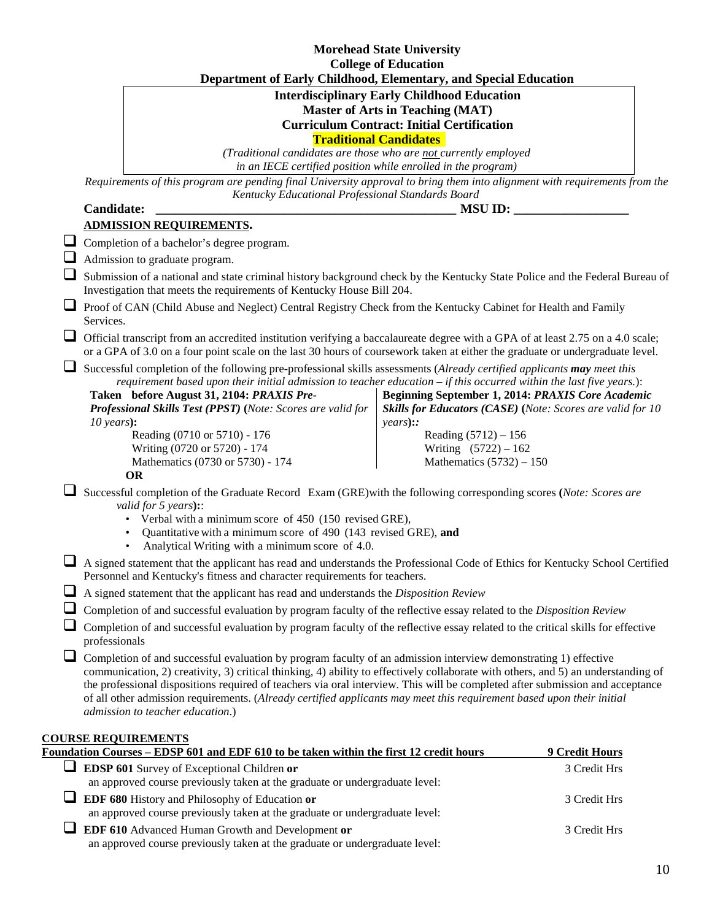**Morehead State University**
**College of Education**
**Department of Early Childhood, Elementary, and Special Education**

**Interdisciplinary Early Childhood Education**
**Master of Arts in Teaching (MAT)**
**Curriculum Contract: Initial Certification**
**Traditional Candidates**

*(Traditional candidates are those who are not currently employed in an IECE certified position while enrolled in the program)*

*Requirements of this program are pending final University approval to bring them into alignment with requirements from the Kentucky Educational Professional Standards Board*

**Candidate: ______________________________________________ MSU ID: __________________**

**ADMISSION REQUIREMENTS.**

- ☐ Completion of a bachelor's degree program.
- ☐ Admission to graduate program.
- ☐ Submission of a national and state criminal history background check by the Kentucky State Police and the Federal Bureau of Investigation that meets the requirements of Kentucky House Bill 204.
- ☐ Proof of CAN (Child Abuse and Neglect) Central Registry Check from the Kentucky Cabinet for Health and Family Services.
- ☐ Official transcript from an accredited institution verifying a baccalaureate degree with a GPA of at least 2.75 on a 4.0 scale; or a GPA of 3.0 on a four point scale on the last 30 hours of coursework taken at either the graduate or undergraduate level.
- ☐ Successful completion of the following pre-professional skills assessments (*Already certified applicants **may** meet this requirement based upon their initial admission to teacher education – if this occurred within the last five years.*):

| **Taken before August 31, 2104: *PRAXIS Pre-Professional Skills Test (PPST)*** (*Note: Scores are valid for 10 years*)**:** | **Beginning September 1, 2014: *PRAXIS Core Academic Skills for Educators (CASE)*** (*Note: Scores are valid for 10 years*)**::** |
|---|---|
| Reading (0710 or 5710) - 176 | Reading (5712) – 156 |
| Writing (0720 or 5720) - 174 | Writing (5722) – 162 |
| Mathematics (0730 or 5730) - 174 | Mathematics (5732) – 150 |

**OR**

- ☐ Successful completion of the Graduate Record Exam (GRE)with the following corresponding scores **(***Note: Scores are valid for 5 years***)**::
  - Verbal with a minimum score of 450 (150 revised GRE),
  - Quantitative with a minimum score of 490 (143 revised GRE), **and**
  - Analytical Writing with a minimum score of 4.0.
- ☐ A signed statement that the applicant has read and understands the Professional Code of Ethics for Kentucky School Certified Personnel and Kentucky's fitness and character requirements for teachers.
- ☐ A signed statement that the applicant has read and understands the *Disposition Review*
- ☐ Completion of and successful evaluation by program faculty of the reflective essay related to the *Disposition Review*
- ☐ Completion of and successful evaluation by program faculty of the reflective essay related to the critical skills for effective professionals
- ☐ Completion of and successful evaluation by program faculty of an admission interview demonstrating 1) effective communication, 2) creativity, 3) critical thinking, 4) ability to effectively collaborate with others, and 5) an understanding of the professional dispositions required of teachers via oral interview. This will be completed after submission and acceptance of all other admission requirements. (*Already certified applicants may meet this requirement based upon their initial admission to teacher education*.)

**COURSE REQUIREMENTS**

| **Foundation Courses – EDSP 601 and EDF 610 to be taken within the first 12 credit hours** | **9 Credit Hours** |
|---|---|
| ☐ **EDSP 601** Survey of Exceptional Children **or** an approved course previously taken at the graduate or undergraduate level: | 3 Credit Hrs |
| ☐ **EDF 680** History and Philosophy of Education **or** an approved course previously taken at the graduate or undergraduate level: | 3 Credit Hrs |
| ☐ **EDF 610** Advanced Human Growth and Development **or** an approved course previously taken at the graduate or undergraduate level: | 3 Credit Hrs |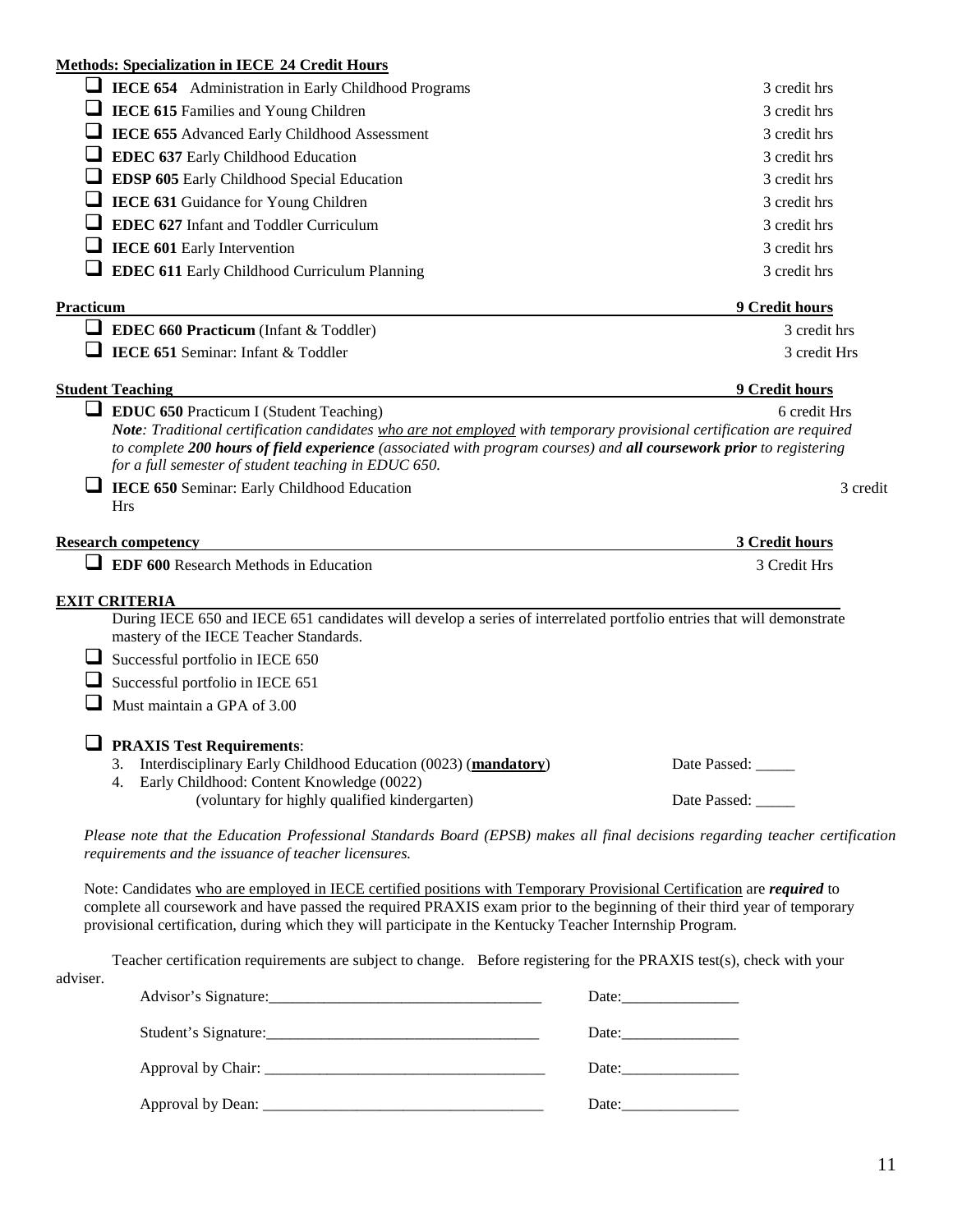**Methods: Specialization in IECE 24 Credit Hours**

- ☐ **IECE 654** Administration in Early Childhood Programs — 3 credit hrs
- ☐ **IECE 615** Families and Young Children — 3 credit hrs
- ☐ **IECE 655** Advanced Early Childhood Assessment — 3 credit hrs
- ☐ **EDEC 637** Early Childhood Education — 3 credit hrs
- ☐ **EDSP 605** Early Childhood Special Education — 3 credit hrs
- ☐ **IECE 631** Guidance for Young Children — 3 credit hrs
- ☐ **EDEC 627** Infant and Toddler Curriculum — 3 credit hrs
- ☐ **IECE 601** Early Intervention — 3 credit hrs
- ☐ **EDEC 611** Early Childhood Curriculum Planning — 3 credit hrs

**Practicum — 9 Credit hours**

- ☐ **EDEC 660 Practicum** (Infant & Toddler) — 3 credit hrs
- ☐ **IECE 651** Seminar: Infant & Toddler — 3 credit Hrs

**Student Teaching — 9 Credit hours**

- ☐ **EDUC 650** Practicum I (Student Teaching) — 6 credit Hrs
  ***Note****: Traditional certification candidates who are not employed with temporary provisional certification are required to complete* ***200 hours of field experience*** *(associated with program courses) and* ***all coursework prior*** *to registering for a full semester of student teaching in EDUC 650.*
- ☐ **IECE 650** Seminar: Early Childhood Education — 3 credit Hrs

**Research competency — 3 Credit hours**

- ☐ **EDF 600** Research Methods in Education — 3 Credit Hrs

**EXIT CRITERIA**

During IECE 650 and IECE 651 candidates will develop a series of interrelated portfolio entries that will demonstrate mastery of the IECE Teacher Standards.

- ☐ Successful portfolio in IECE 650
- ☐ Successful portfolio in IECE 651
- ☐ Must maintain a GPA of 3.00

☐ **PRAXIS Test Requirements**:

3. Interdisciplinary Early Childhood Education (0023) (**mandatory**) — Date Passed: _____
4. Early Childhood: Content Knowledge (0022)
   (voluntary for highly qualified kindergarten) — Date Passed: _____

*Please note that the Education Professional Standards Board (EPSB) makes all final decisions regarding teacher certification requirements and the issuance of teacher licensures.*

Note: Candidates who are employed in IECE certified positions with Temporary Provisional Certification are ***required*** to complete all coursework and have passed the required PRAXIS exam prior to the beginning of their third year of temporary provisional certification, during which they will participate in the Kentucky Teacher Internship Program.

Teacher certification requirements are subject to change. Before registering for the PRAXIS test(s), check with your adviser.

Advisor's Signature:___________________________________ Date:_______________

Student's Signature:___________________________________ Date:_______________

Approval by Chair: ___________________________________ Date:_______________

Approval by Dean: ___________________________________ Date:_______________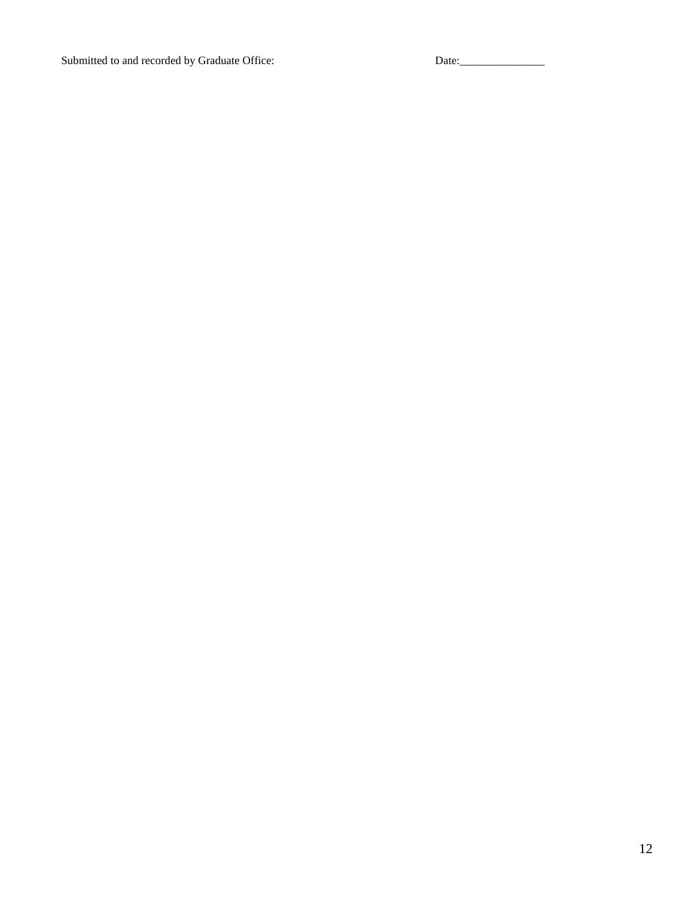Submitted to and recorded by Graduate Office: Date:_______________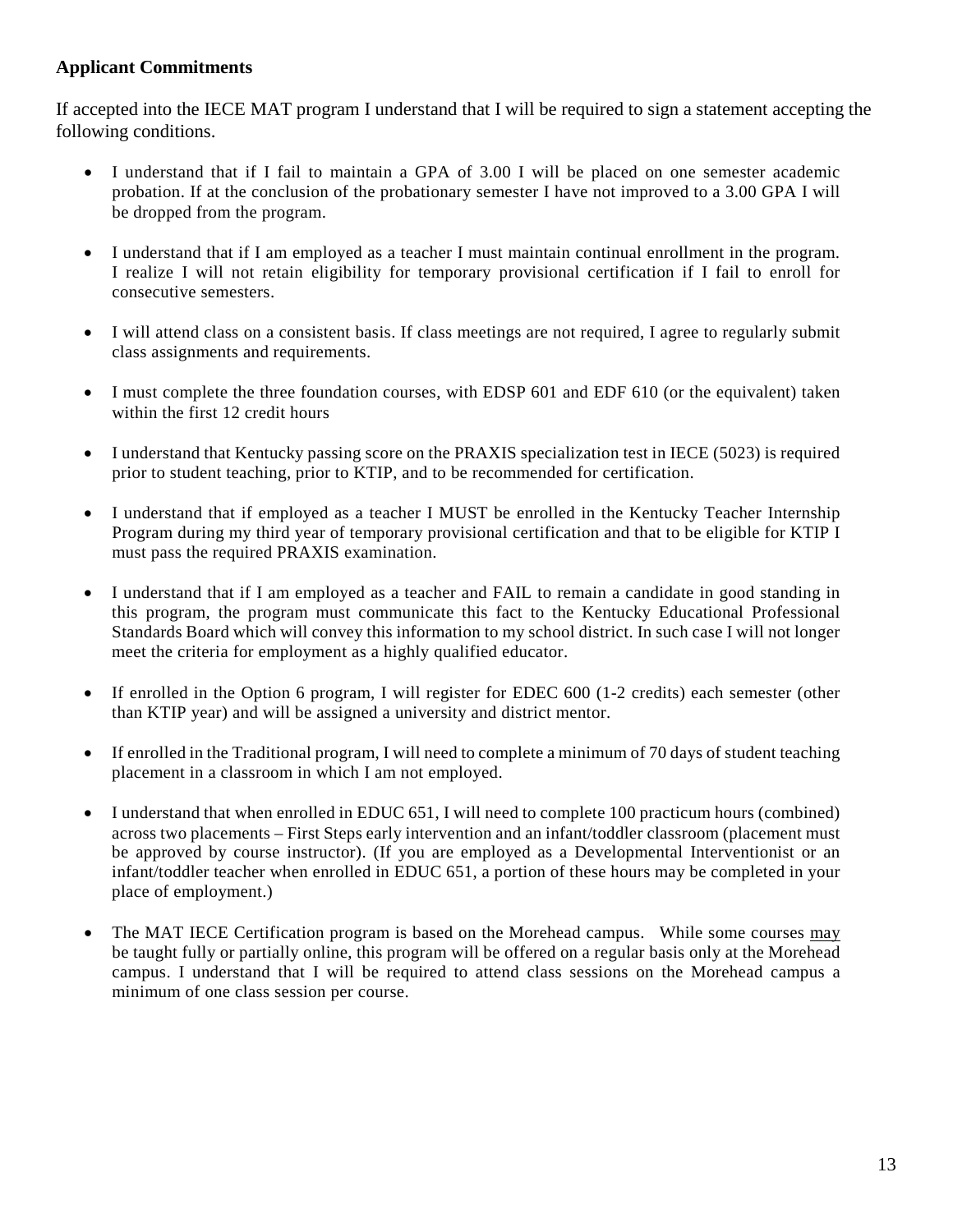**Applicant Commitments**

If accepted into the IECE MAT program I understand that I will be required to sign a statement accepting the following conditions.

- I understand that if I fail to maintain a GPA of 3.00 I will be placed on one semester academic probation. If at the conclusion of the probationary semester I have not improved to a 3.00 GPA I will be dropped from the program.
- I understand that if I am employed as a teacher I must maintain continual enrollment in the program. I realize I will not retain eligibility for temporary provisional certification if I fail to enroll for consecutive semesters.
- I will attend class on a consistent basis. If class meetings are not required, I agree to regularly submit class assignments and requirements.
- I must complete the three foundation courses, with EDSP 601 and EDF 610 (or the equivalent) taken within the first 12 credit hours
- I understand that Kentucky passing score on the PRAXIS specialization test in IECE (5023) is required prior to student teaching, prior to KTIP, and to be recommended for certification.
- I understand that if employed as a teacher I MUST be enrolled in the Kentucky Teacher Internship Program during my third year of temporary provisional certification and that to be eligible for KTIP I must pass the required PRAXIS examination.
- I understand that if I am employed as a teacher and FAIL to remain a candidate in good standing in this program, the program must communicate this fact to the Kentucky Educational Professional Standards Board which will convey this information to my school district. In such case I will not longer meet the criteria for employment as a highly qualified educator.
- If enrolled in the Option 6 program, I will register for EDEC 600 (1-2 credits) each semester (other than KTIP year) and will be assigned a university and district mentor.
- If enrolled in the Traditional program, I will need to complete a minimum of 70 days of student teaching placement in a classroom in which I am not employed.
- I understand that when enrolled in EDUC 651, I will need to complete 100 practicum hours (combined) across two placements – First Steps early intervention and an infant/toddler classroom (placement must be approved by course instructor). (If you are employed as a Developmental Interventionist or an infant/toddler teacher when enrolled in EDUC 651, a portion of these hours may be completed in your place of employment.)
- The MAT IECE Certification program is based on the Morehead campus. While some courses <u>may</u> be taught fully or partially online, this program will be offered on a regular basis only at the Morehead campus. I understand that I will be required to attend class sessions on the Morehead campus a minimum of one class session per course.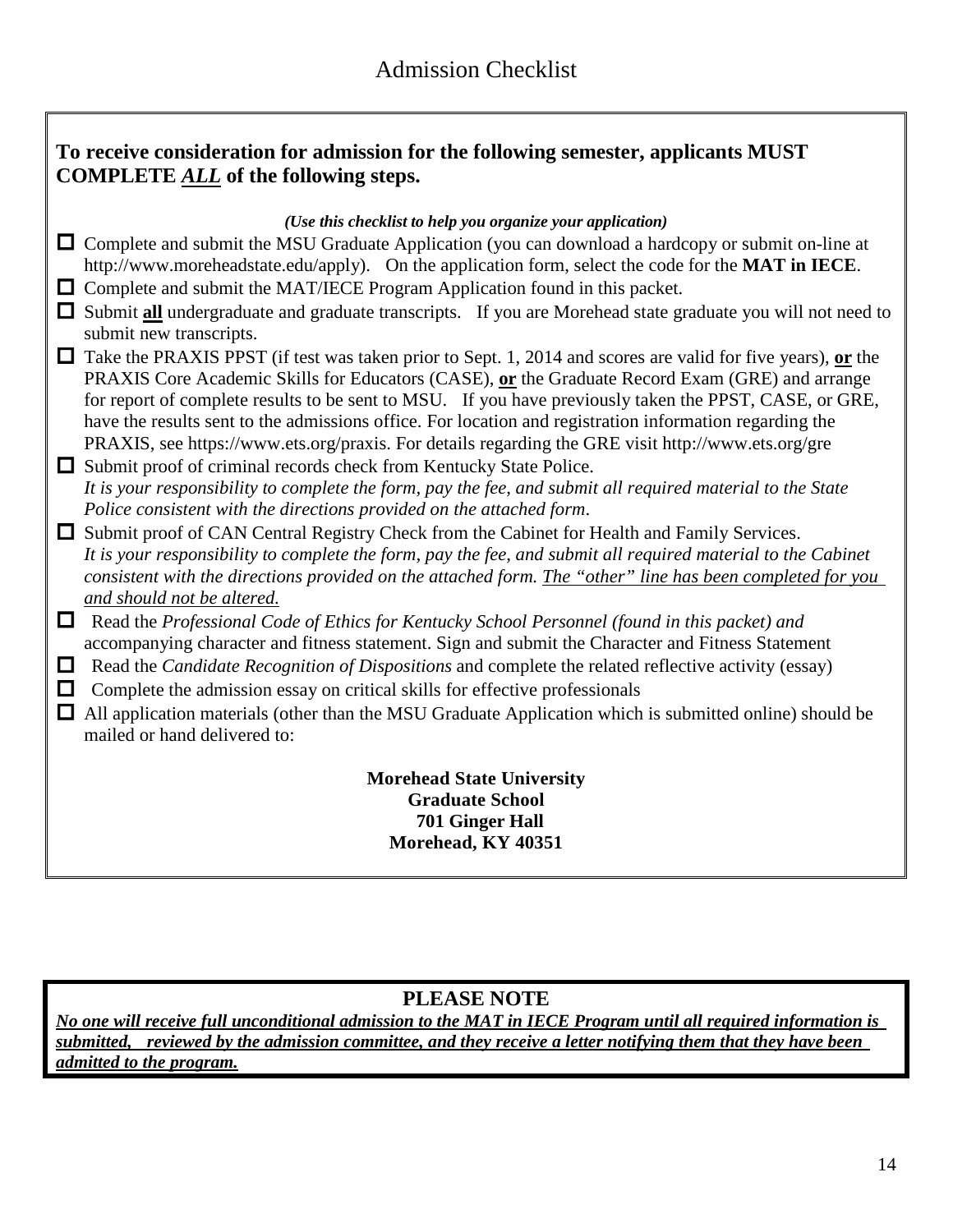# Admission Checklist

**To receive consideration for admission for the following semester, applicants MUST COMPLETE *ALL* of the following steps.**

***(Use this checklist to help you organize your application)***

- ☐ Complete and submit the MSU Graduate Application (you can download a hardcopy or submit on-line at http://www.moreheadstate.edu/apply). On the application form, select the code for the **MAT in IECE**.
- ☐ Complete and submit the MAT/IECE Program Application found in this packet.
- ☐ Submit **all** undergraduate and graduate transcripts. If you are Morehead state graduate you will not need to submit new transcripts.
- ☐ Take the PRAXIS PPST (if test was taken prior to Sept. 1, 2014 and scores are valid for five years), **or** the PRAXIS Core Academic Skills for Educators (CASE), **or** the Graduate Record Exam (GRE) and arrange for report of complete results to be sent to MSU. If you have previously taken the PPST, CASE, or GRE, have the results sent to the admissions office. For location and registration information regarding the PRAXIS, see https://www.ets.org/praxis. For details regarding the GRE visit http://www.ets.org/gre
- ☐ Submit proof of criminal records check from Kentucky State Police.
  *It is your responsibility to complete the form, pay the fee, and submit all required material to the State Police consistent with the directions provided on the attached form.*
- ☐ Submit proof of CAN Central Registry Check from the Cabinet for Health and Family Services.
  *It is your responsibility to complete the form, pay the fee, and submit all required material to the Cabinet consistent with the directions provided on the attached form. The "other" line has been completed for you and should not be altered.*
- ☐ Read the *Professional Code of Ethics for Kentucky School Personnel (found in this packet) and* accompanying character and fitness statement. Sign and submit the Character and Fitness Statement
- ☐ Read the *Candidate Recognition of Dispositions* and complete the related reflective activity (essay)
- ☐ Complete the admission essay on critical skills for effective professionals
- ☐ All application materials (other than the MSU Graduate Application which is submitted online) should be mailed or hand delivered to:

**Morehead State University**
**Graduate School**
**701 Ginger Hall**
**Morehead, KY 40351**

**PLEASE NOTE**

***No one will receive full unconditional admission to the MAT in IECE Program until all required information is submitted, reviewed by the admission committee, and they receive a letter notifying them that they have been admitted to the program.***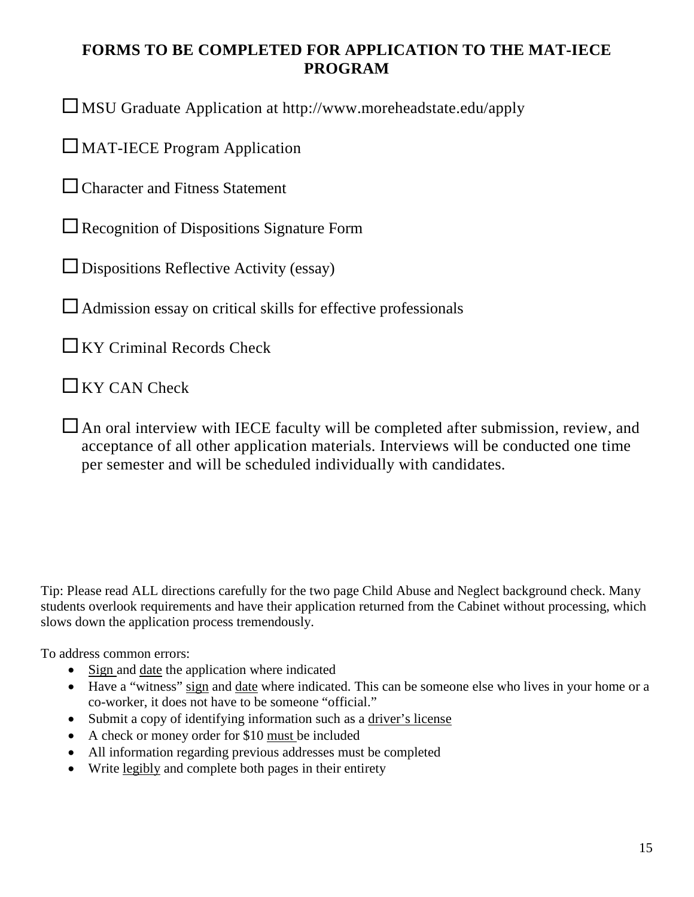## FORMS TO BE COMPLETED FOR APPLICATION TO THE MAT-IECE PROGRAM

- ☐ MSU Graduate Application at http://www.moreheadstate.edu/apply
- ☐ MAT-IECE Program Application
- ☐ Character and Fitness Statement
- ☐ Recognition of Dispositions Signature Form
- ☐ Dispositions Reflective Activity (essay)
- ☐ Admission essay on critical skills for effective professionals
- ☐ KY Criminal Records Check
- ☐ KY CAN Check
- ☐ An oral interview with IECE faculty will be completed after submission, review, and acceptance of all other application materials. Interviews will be conducted one time per semester and will be scheduled individually with candidates.

Tip: Please read ALL directions carefully for the two page Child Abuse and Neglect background check. Many students overlook requirements and have their application returned from the Cabinet without processing, which slows down the application process tremendously.

To address common errors:

- Sign and date the application where indicated
- Have a "witness" sign and date where indicated. This can be someone else who lives in your home or a co-worker, it does not have to be someone "official."
- Submit a copy of identifying information such as a driver's license
- A check or money order for $10 must be included
- All information regarding previous addresses must be completed
- Write legibly and complete both pages in their entirety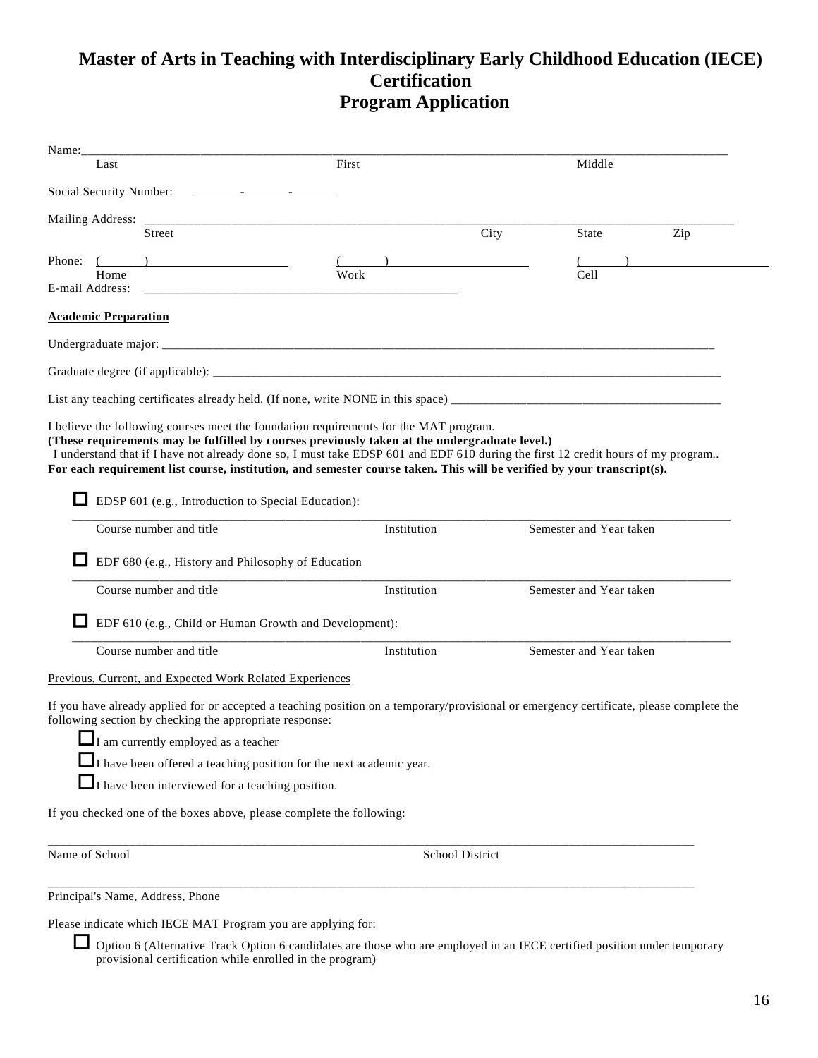# Master of Arts in Teaching with Interdisciplinary Early Childhood Education (IECE) Certification
# Program Application

Name:______________________________________________________________________________
Last                                   First                                   Middle

Social Security Number: ________-________-________

Mailing Address: ______________________________________________________________________
Street                                   City                   State                Zip

Phone: (______)____________________   (______)____________________   (______)____________________
Home                                   Work                                   Cell

E-mail Address: ________________________________________________

**Academic Preparation**

Undergraduate major: ___________________________________________________________________________

Graduate degree (if applicable): ____________________________________________________________________

List any teaching certificates already held. (If none, write NONE in this space) ___________________________________________

I believe the following courses meet the foundation requirements for the MAT program.
**(These requirements may be fulfilled by courses previously taken at the undergraduate level.)**
I understand that if I have not already done so, I must take EDSP 601 and EDF 610 during the first 12 credit hours of my program..
**For each requirement list course, institution, and semester course taken. This will be verified by your transcript(s).**

☐ EDSP 601 (e.g., Introduction to Special Education):

___________________________________________________________________________________________
Course number and title                    Institution                    Semester and Year taken

☐ EDF 680 (e.g., History and Philosophy of Education

___________________________________________________________________________________________
Course number and title                    Institution                    Semester and Year taken

☐ EDF 610 (e.g., Child or Human Growth and Development):

___________________________________________________________________________________________
Course number and title                    Institution                    Semester and Year taken

Previous, Current, and Expected Work Related Experiences

If you have already applied for or accepted a teaching position on a temporary/provisional or emergency certificate, please complete the following section by checking the appropriate response:

☐ I am currently employed as a teacher

☐ I have been offered a teaching position for the next academic year.

☐ I have been interviewed for a teaching position.

If you checked one of the boxes above, please complete the following:

___________________________________________________________________________________________
Name of School                                   School District

___________________________________________________________________________________________
Principal's Name, Address, Phone

Please indicate which IECE MAT Program you are applying for:

☐ Option 6 (Alternative Track Option 6 candidates are those who are employed in an IECE certified position under temporary provisional certification while enrolled in the program)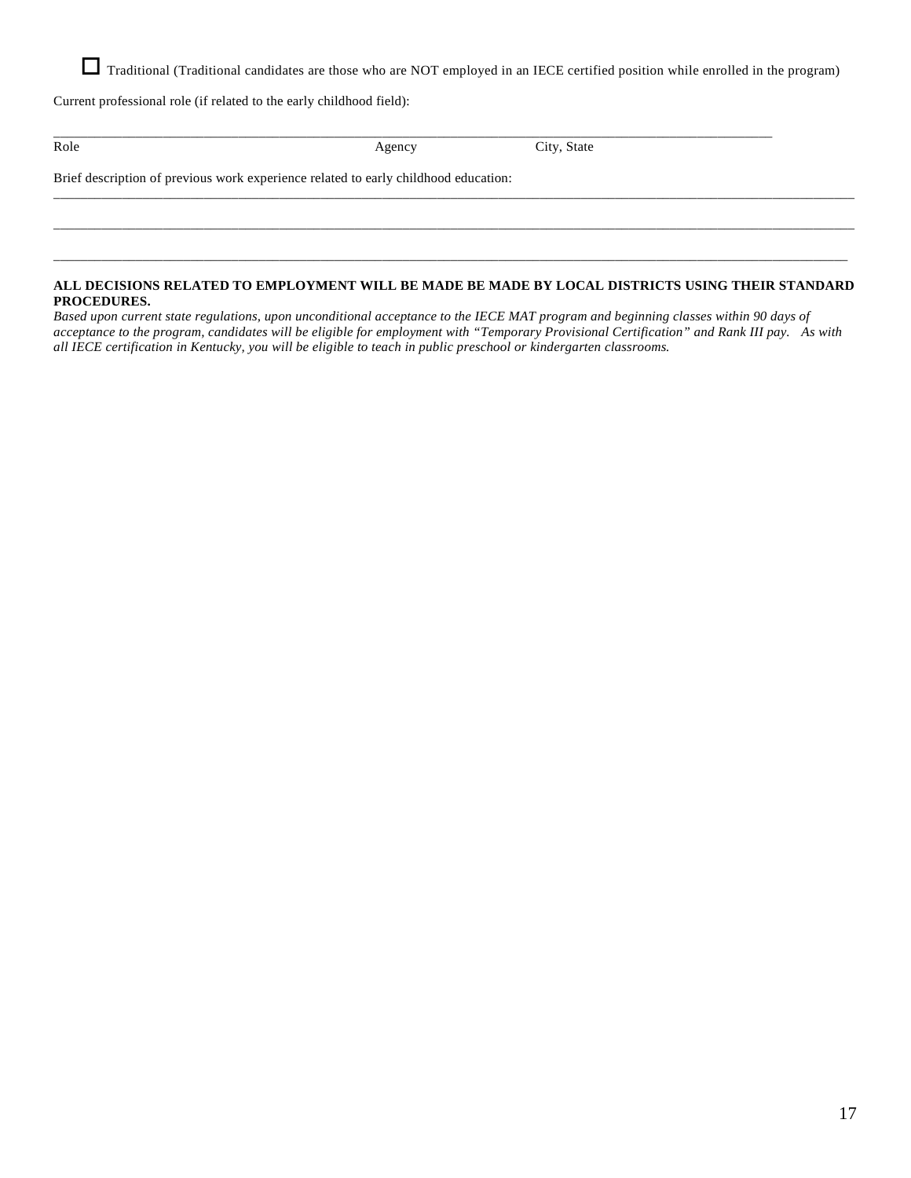☐ Traditional (Traditional candidates are those who are NOT employed in an IECE certified position while enrolled in the program)

Current professional role (if related to the early childhood field):

______________________________________________________________________________________________

Role                                        Agency                    City, State

Brief description of previous work experience related to early childhood education:

______________________________________________________________________________________________

______________________________________________________________________________________________

______________________________________________________________________________________________

**ALL DECISIONS RELATED TO EMPLOYMENT WILL BE MADE BE MADE BY LOCAL DISTRICTS USING THEIR STANDARD PROCEDURES.**

*Based upon current state regulations, upon unconditional acceptance to the IECE MAT program and beginning classes within 90 days of acceptance to the program, candidates will be eligible for employment with "Temporary Provisional Certification" and Rank III pay. As with all IECE certification in Kentucky, you will be eligible to teach in public preschool or kindergarten classrooms.*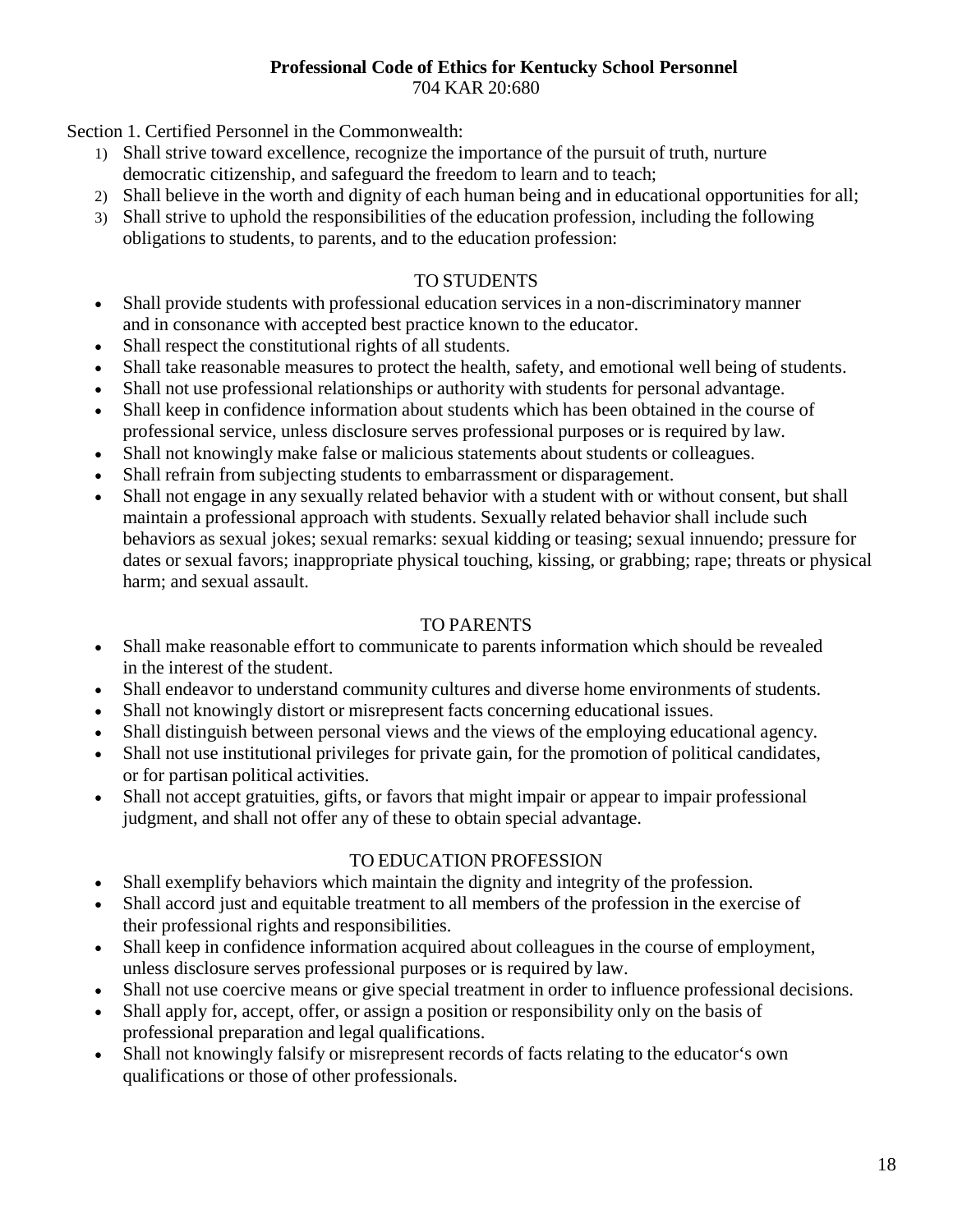**Professional Code of Ethics for Kentucky School Personnel**
704 KAR 20:680

Section 1. Certified Personnel in the Commonwealth:

1) Shall strive toward excellence, recognize the importance of the pursuit of truth, nurture democratic citizenship, and safeguard the freedom to learn and to teach;
2) Shall believe in the worth and dignity of each human being and in educational opportunities for all;
3) Shall strive to uphold the responsibilities of the education profession, including the following obligations to students, to parents, and to the education profession:

TO STUDENTS

- Shall provide students with professional education services in a non-discriminatory manner and in consonance with accepted best practice known to the educator.
- Shall respect the constitutional rights of all students.
- Shall take reasonable measures to protect the health, safety, and emotional well being of students.
- Shall not use professional relationships or authority with students for personal advantage.
- Shall keep in confidence information about students which has been obtained in the course of professional service, unless disclosure serves professional purposes or is required by law.
- Shall not knowingly make false or malicious statements about students or colleagues.
- Shall refrain from subjecting students to embarrassment or disparagement.
- Shall not engage in any sexually related behavior with a student with or without consent, but shall maintain a professional approach with students. Sexually related behavior shall include such behaviors as sexual jokes; sexual remarks: sexual kidding or teasing; sexual innuendo; pressure for dates or sexual favors; inappropriate physical touching, kissing, or grabbing; rape; threats or physical harm; and sexual assault.

TO PARENTS

- Shall make reasonable effort to communicate to parents information which should be revealed in the interest of the student.
- Shall endeavor to understand community cultures and diverse home environments of students.
- Shall not knowingly distort or misrepresent facts concerning educational issues.
- Shall distinguish between personal views and the views of the employing educational agency.
- Shall not use institutional privileges for private gain, for the promotion of political candidates, or for partisan political activities.
- Shall not accept gratuities, gifts, or favors that might impair or appear to impair professional judgment, and shall not offer any of these to obtain special advantage.

TO EDUCATION PROFESSION

- Shall exemplify behaviors which maintain the dignity and integrity of the profession.
- Shall accord just and equitable treatment to all members of the profession in the exercise of their professional rights and responsibilities.
- Shall keep in confidence information acquired about colleagues in the course of employment, unless disclosure serves professional purposes or is required by law.
- Shall not use coercive means or give special treatment in order to influence professional decisions.
- Shall apply for, accept, offer, or assign a position or responsibility only on the basis of professional preparation and legal qualifications.
- Shall not knowingly falsify or misrepresent records of facts relating to the educator's own qualifications or those of other professionals.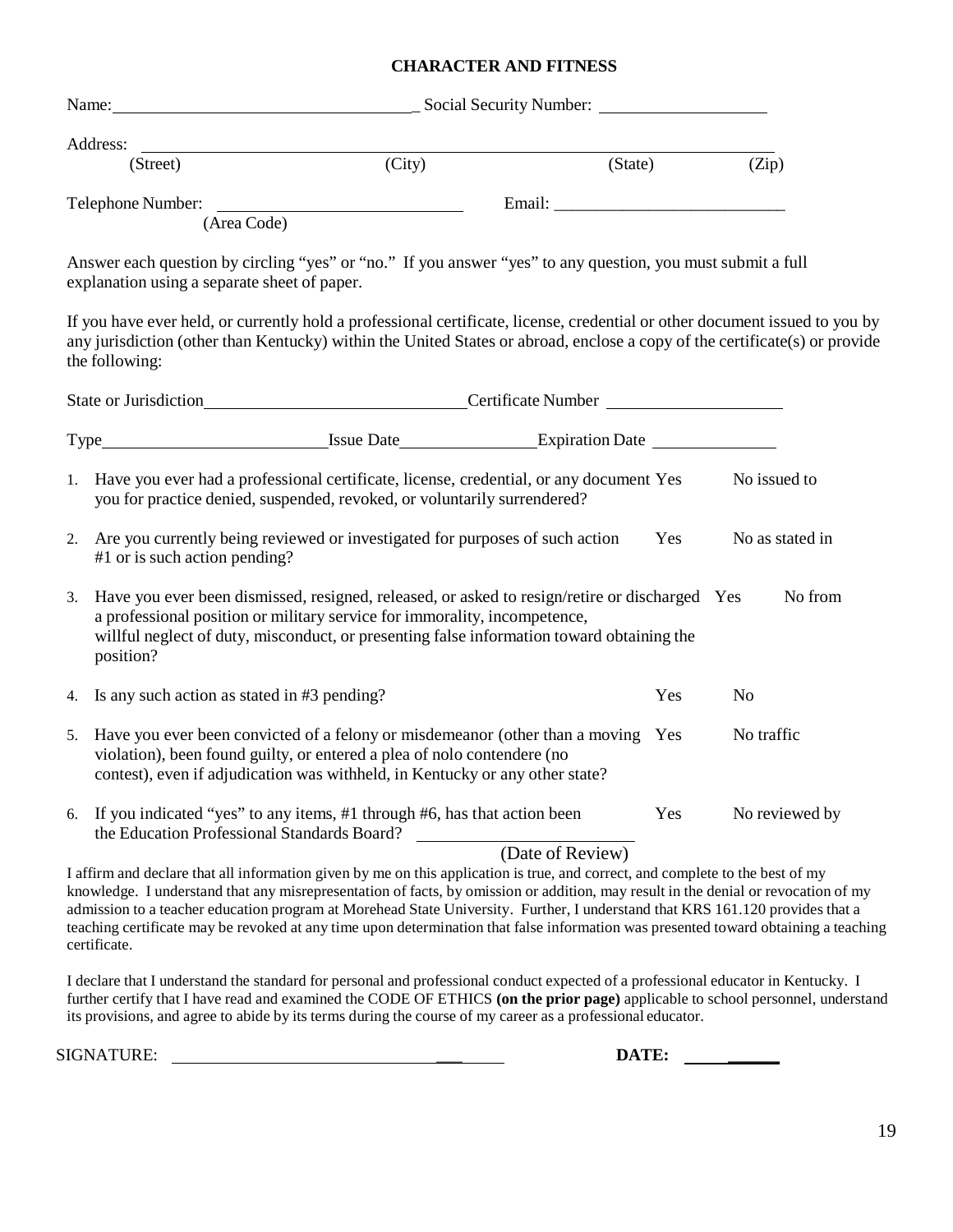## CHARACTER AND FITNESS

Name:_________________________________________ Social Security Number: ____________________

Address: ______________________________________________________________________________

(Street) (City) (State) (Zip)

Telephone Number: ______________________________ Email: ___________________________

(Area Code)

Answer each question by circling "yes" or "no." If you answer "yes" to any question, you must submit a full explanation using a separate sheet of paper.

If you have ever held, or currently hold a professional certificate, license, credential or other document issued to you by any jurisdiction (other than Kentucky) within the United States or abroad, enclose a copy of the certificate(s) or provide the following:

State or Jurisdiction______________________________ Certificate Number ____________________

Type__________________________ Issue Date________________ Expiration Date ______________

1. Have you ever had a professional certificate, license, credential, or any document issued to you for practice denied, suspended, revoked, or voluntarily surrendered? Yes No
2. Are you currently being reviewed or investigated for purposes of such action as stated in #1 or is such action pending? Yes No
3. Have you ever been dismissed, resigned, released, or asked to resign/retire or discharged from a professional position or military service for immorality, incompetence, willful neglect of duty, misconduct, or presenting false information toward obtaining the position? Yes No
4. Is any such action as stated in #3 pending? Yes No
5. Have you ever been convicted of a felony or misdemeanor (other than a moving traffic violation), been found guilty, or entered a plea of nolo contendere (no contest), even if adjudication was withheld, in Kentucky or any other state? Yes No
6. If you indicated "yes" to any items, #1 through #6, has that action been reviewed by the Education Professional Standards Board? Yes No ________________________ (Date of Review)

I affirm and declare that all information given by me on this application is true, and correct, and complete to the best of my knowledge. I understand that any misrepresentation of facts, by omission or addition, may result in the denial or revocation of my admission to a teacher education program at Morehead State University. Further, I understand that KRS 161.120 provides that a teaching certificate may be revoked at any time upon determination that false information was presented toward obtaining a teaching certificate.

I declare that I understand the standard for personal and professional conduct expected of a professional educator in Kentucky. I further certify that I have read and examined the CODE OF ETHICS **(on the prior page)** applicable to school personnel, understand its provisions, and agree to abide by its terms during the course of my career as a professional educator.

SIGNATURE: ________________________________________ **DATE:** ____________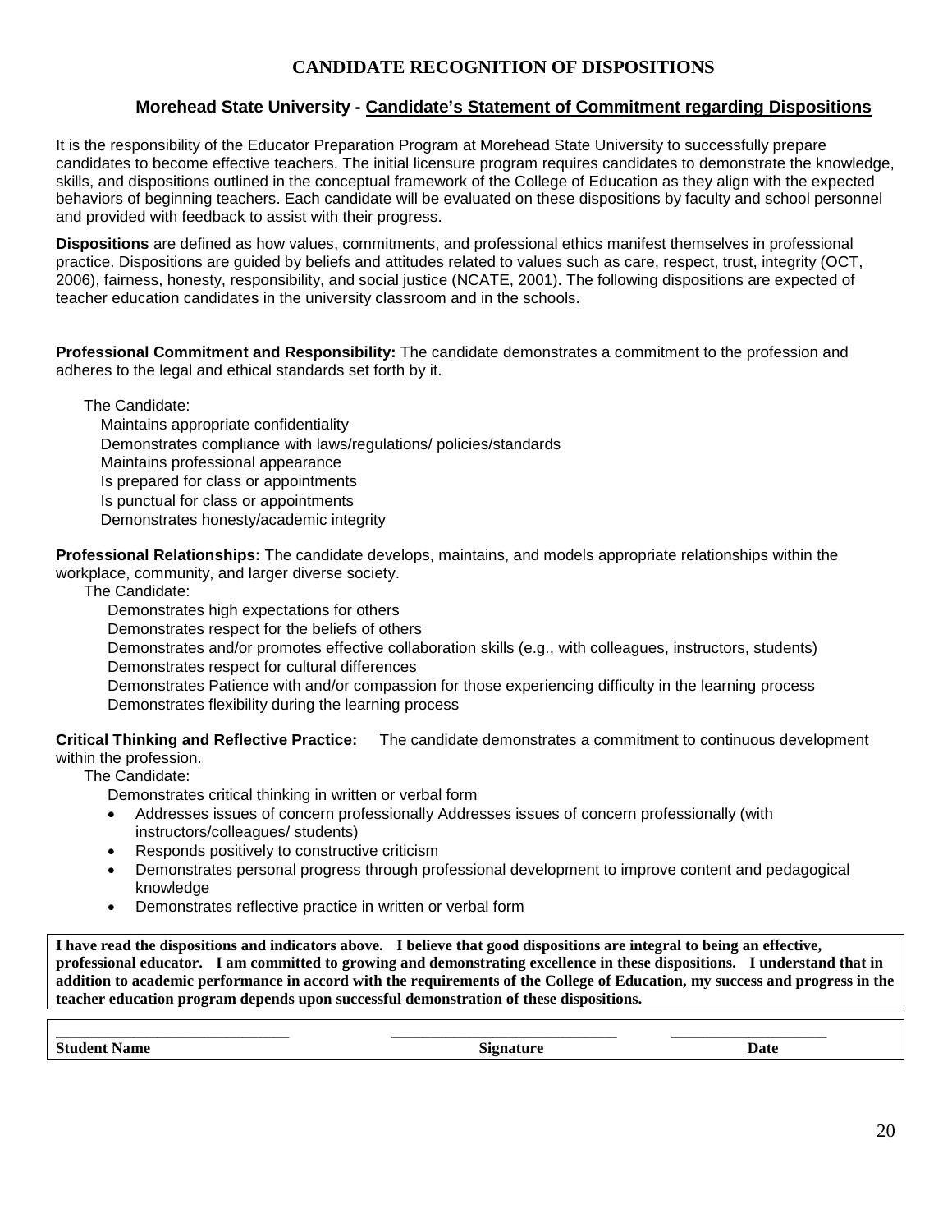# CANDIDATE RECOGNITION OF DISPOSITIONS

## Morehead State University - Candidate's Statement of Commitment regarding Dispositions

It is the responsibility of the Educator Preparation Program at Morehead State University to successfully prepare candidates to become effective teachers. The initial licensure program requires candidates to demonstrate the knowledge, skills, and dispositions outlined in the conceptual framework of the College of Education as they align with the expected behaviors of beginning teachers. Each candidate will be evaluated on these dispositions by faculty and school personnel and provided with feedback to assist with their progress.

**Dispositions** are defined as how values, commitments, and professional ethics manifest themselves in professional practice. Dispositions are guided by beliefs and attitudes related to values such as care, respect, trust, integrity (OCT, 2006), fairness, honesty, responsibility, and social justice (NCATE, 2001). The following dispositions are expected of teacher education candidates in the university classroom and in the schools.

**Professional Commitment and Responsibility:** The candidate demonstrates a commitment to the profession and adheres to the legal and ethical standards set forth by it.

The Candidate:

Maintains appropriate confidentiality
Demonstrates compliance with laws/regulations/ policies/standards
Maintains professional appearance
Is prepared for class or appointments
Is punctual for class or appointments
Demonstrates honesty/academic integrity

**Professional Relationships:** The candidate develops, maintains, and models appropriate relationships within the workplace, community, and larger diverse society.

The Candidate:

Demonstrates high expectations for others
Demonstrates respect for the beliefs of others
Demonstrates and/or promotes effective collaboration skills (e.g., with colleagues, instructors, students)
Demonstrates respect for cultural differences
Demonstrates Patience with and/or compassion for those experiencing difficulty in the learning process
Demonstrates flexibility during the learning process

**Critical Thinking and Reflective Practice:** The candidate demonstrates a commitment to continuous development within the profession.

The Candidate:

Demonstrates critical thinking in written or verbal form

- Addresses issues of concern professionally Addresses issues of concern professionally (with instructors/colleagues/ students)
- Responds positively to constructive criticism
- Demonstrates personal progress through professional development to improve content and pedagogical knowledge
- Demonstrates reflective practice in written or verbal form

**I have read the dispositions and indicators above. I believe that good dispositions are integral to being an effective, professional educator. I am committed to growing and demonstrating excellence in these dispositions. I understand that in addition to academic performance in accord with the requirements of the College of Education, my success and progress in the teacher education program depends upon successful demonstration of these dispositions.**

| ____________________________ | ____________________________ | ____________________ |
|---|---|---|
| **Student Name** | **Signature** | **Date** |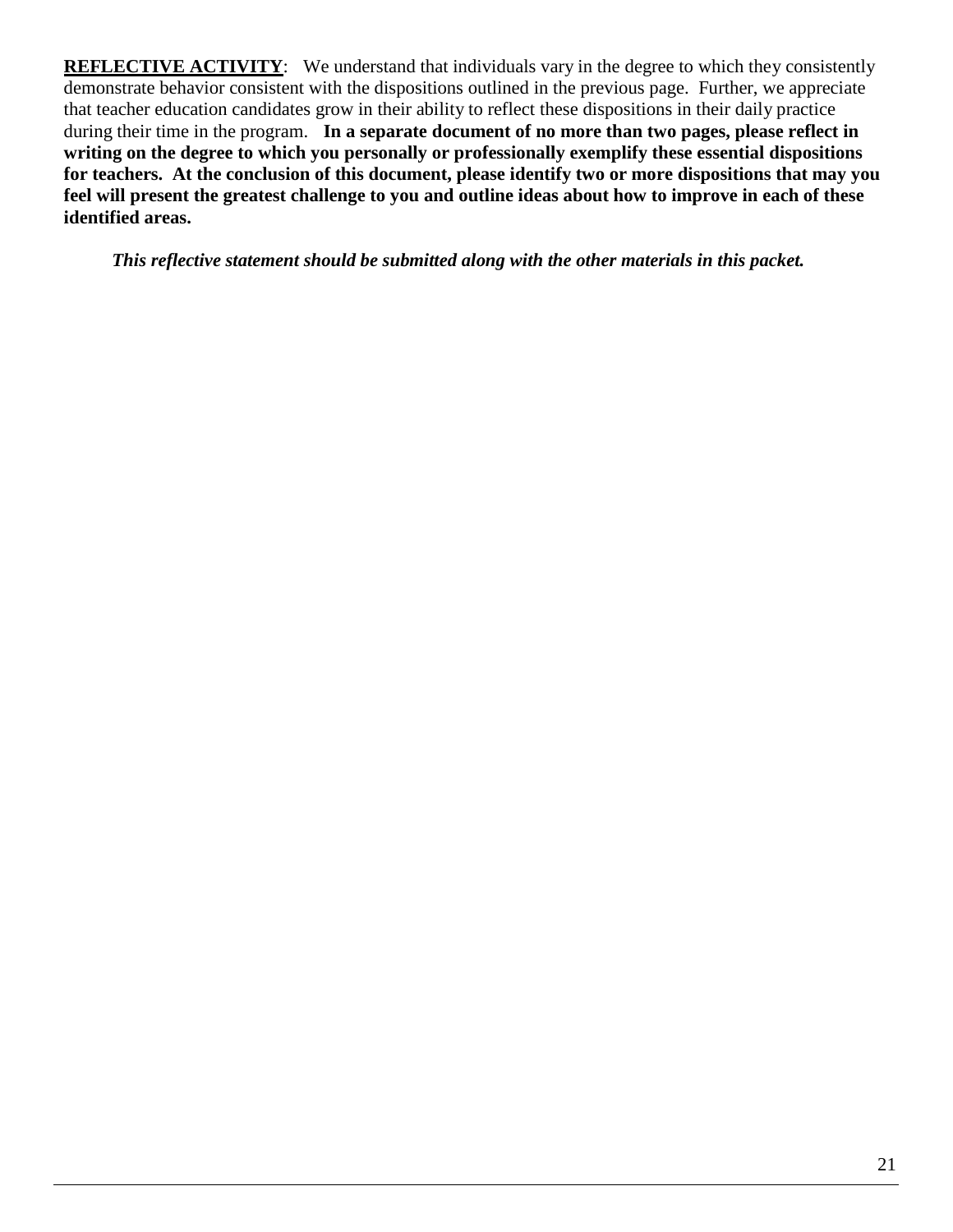**<u>REFLECTIVE ACTIVITY</u>**: We understand that individuals vary in the degree to which they consistently demonstrate behavior consistent with the dispositions outlined in the previous page. Further, we appreciate that teacher education candidates grow in their ability to reflect these dispositions in their daily practice during their time in the program. **In a separate document of no more than two pages, please reflect in writing on the degree to which you personally or professionally exemplify these essential dispositions for teachers. At the conclusion of this document, please identify two or more dispositions that may you feel will present the greatest challenge to you and outline ideas about how to improve in each of these identified areas.**

***This reflective statement should be submitted along with the other materials in this packet.***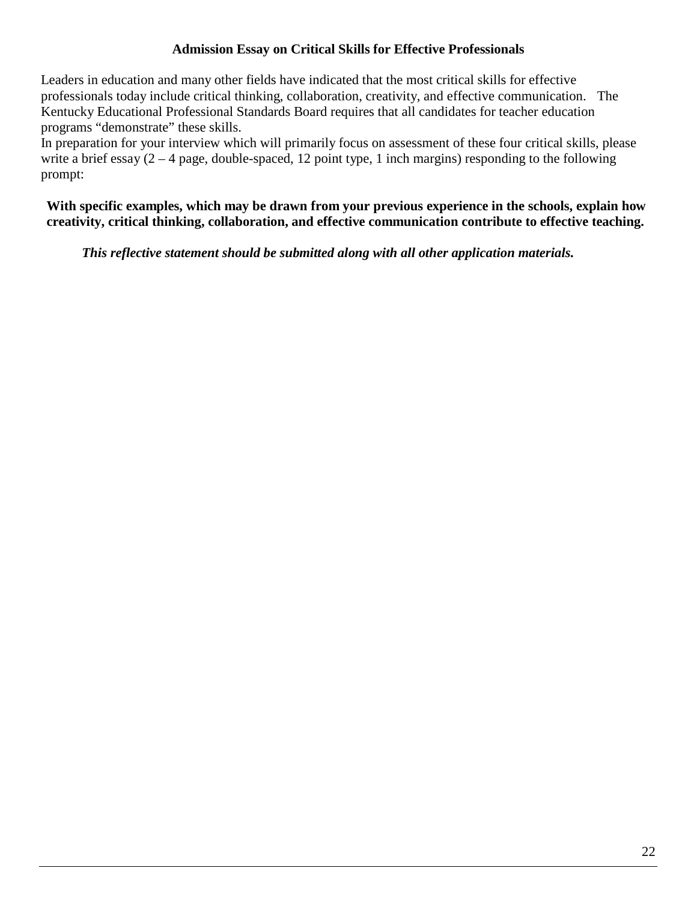## Admission Essay on Critical Skills for Effective Professionals

Leaders in education and many other fields have indicated that the most critical skills for effective professionals today include critical thinking, collaboration, creativity, and effective communication. The Kentucky Educational Professional Standards Board requires that all candidates for teacher education programs "demonstrate" these skills.

In preparation for your interview which will primarily focus on assessment of these four critical skills, please write a brief essay (2 – 4 page, double-spaced, 12 point type, 1 inch margins) responding to the following prompt:

**With specific examples, which may be drawn from your previous experience in the schools, explain how creativity, critical thinking, collaboration, and effective communication contribute to effective teaching.**

***This reflective statement should be submitted along with all other application materials.***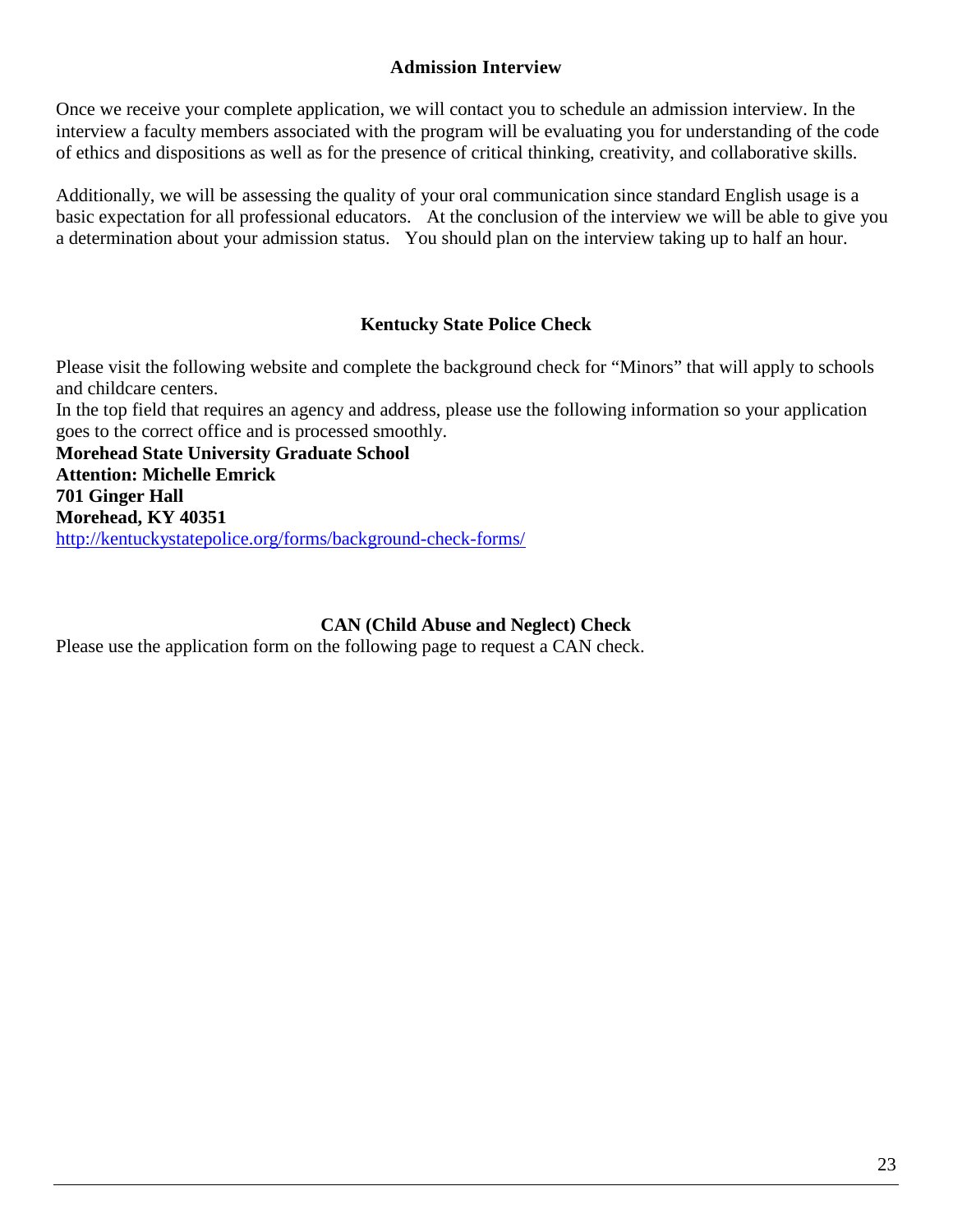## Admission Interview

Once we receive your complete application, we will contact you to schedule an admission interview. In the interview a faculty members associated with the program will be evaluating you for understanding of the code of ethics and dispositions as well as for the presence of critical thinking, creativity, and collaborative skills.

Additionally, we will be assessing the quality of your oral communication since standard English usage is a basic expectation for all professional educators. At the conclusion of the interview we will be able to give you a determination about your admission status. You should plan on the interview taking up to half an hour.

## Kentucky State Police Check

Please visit the following website and complete the background check for "Minors" that will apply to schools and childcare centers.

In the top field that requires an agency and address, please use the following information so your application goes to the correct office and is processed smoothly.

**Morehead State University Graduate School**
**Attention: Michelle Emrick**
**701 Ginger Hall**
**Morehead, KY 40351**
http://kentuckystatepolice.org/forms/background-check-forms/

## CAN (Child Abuse and Neglect) Check

Please use the application form on the following page to request a CAN check.